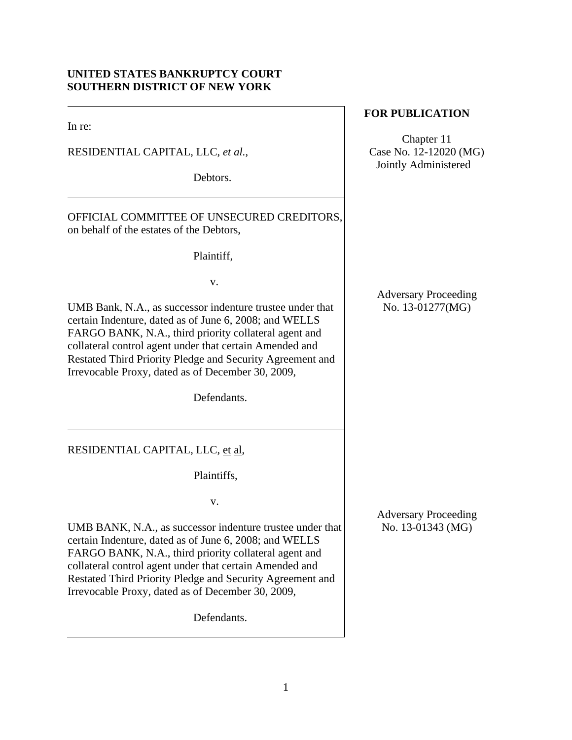**UNITED STATES BANKRUPTCY COURT**
**SOUTHERN DISTRICT OF NEW YORK**

**FOR PUBLICATION**

In re:

RESIDENTIAL CAPITAL, LLC, *et al.*,

Debtors.

Chapter 11
Case No. 12-12020 (MG)
Jointly Administered

OFFICIAL COMMITTEE OF UNSECURED CREDITORS, on behalf of the estates of the Debtors,

Plaintiff,

v.

UMB Bank, N.A., as successor indenture trustee under that certain Indenture, dated as of June 6, 2008; and WELLS FARGO BANK, N.A., third priority collateral agent and collateral control agent under that certain Amended and Restated Third Priority Pledge and Security Agreement and Irrevocable Proxy, dated as of December 30, 2009,

Defendants.

Adversary Proceeding
No. 13-01277(MG)

RESIDENTIAL CAPITAL, LLC, et al,

Plaintiffs,

v.

UMB BANK, N.A., as successor indenture trustee under that certain Indenture, dated as of June 6, 2008; and WELLS FARGO BANK, N.A., third priority collateral agent and collateral control agent under that certain Amended and Restated Third Priority Pledge and Security Agreement and Irrevocable Proxy, dated as of December 30, 2009,

Defendants.

Adversary Proceeding
No. 13-01343 (MG)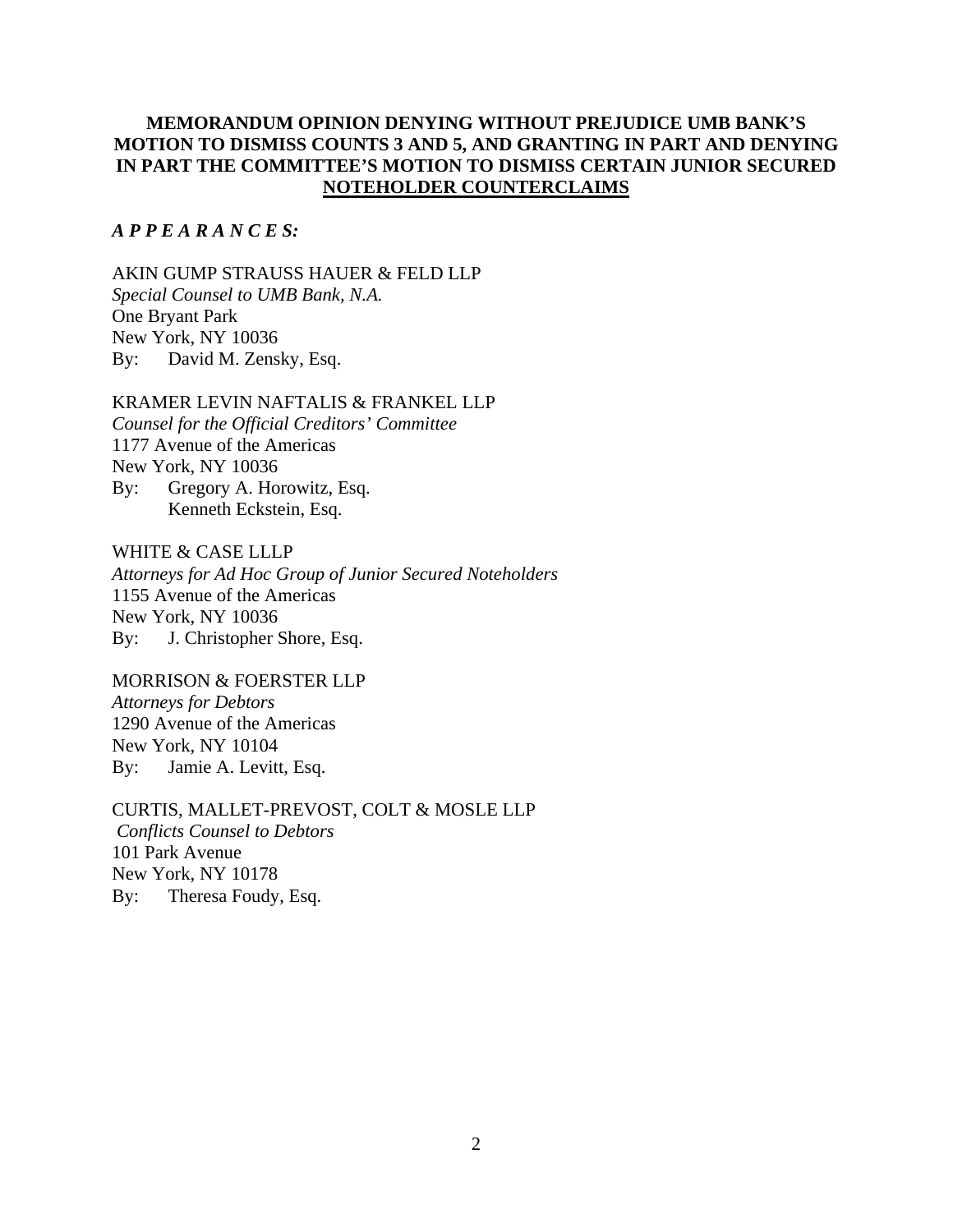**MEMORANDUM OPINION DENYING WITHOUT PREJUDICE UMB BANK'S MOTION TO DISMISS COUNTS 3 AND 5, AND GRANTING IN PART AND DENYING IN PART THE COMMITTEE'S MOTION TO DISMISS CERTAIN JUNIOR SECURED NOTEHOLDER COUNTERCLAIMS**

***A P P E A R A N C E S:***

AKIN GUMP STRAUSS HAUER & FELD LLP
*Special Counsel to UMB Bank, N.A.*
One Bryant Park
New York, NY 10036
By: David M. Zensky, Esq.

KRAMER LEVIN NAFTALIS & FRANKEL LLP
*Counsel for the Official Creditors' Committee*
1177 Avenue of the Americas
New York, NY 10036
By: Gregory A. Horowitz, Esq.
Kenneth Eckstein, Esq.

WHITE & CASE LLLP
*Attorneys for Ad Hoc Group of Junior Secured Noteholders*
1155 Avenue of the Americas
New York, NY 10036
By: J. Christopher Shore, Esq.

MORRISON & FOERSTER LLP
*Attorneys for Debtors*
1290 Avenue of the Americas
New York, NY 10104
By: Jamie A. Levitt, Esq.

CURTIS, MALLET-PREVOST, COLT & MOSLE LLP
*Conflicts Counsel to Debtors*
101 Park Avenue
New York, NY 10178
By: Theresa Foudy, Esq.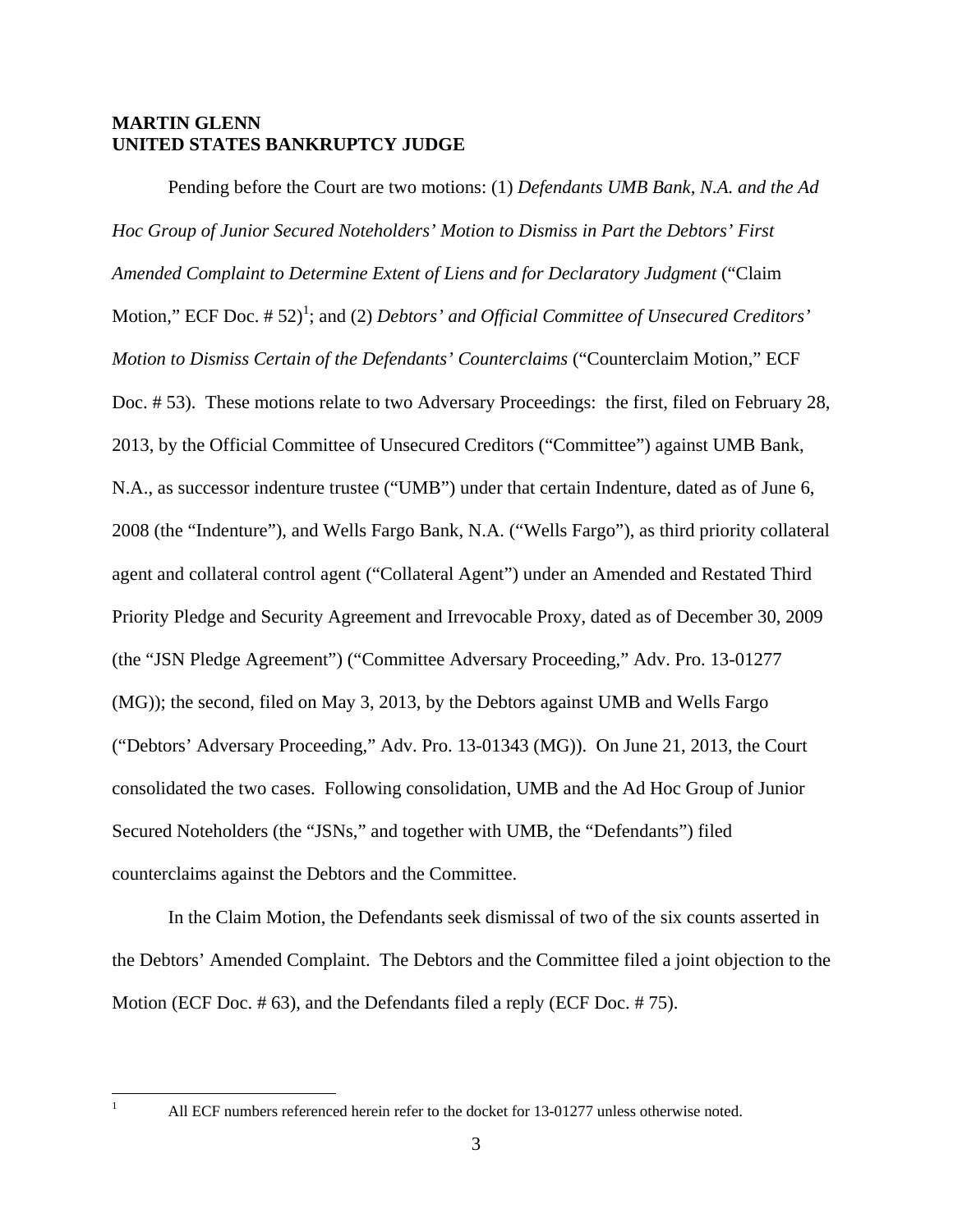**MARTIN GLENN**
**UNITED STATES BANKRUPTCY JUDGE**

Pending before the Court are two motions: (1) *Defendants UMB Bank, N.A. and the Ad Hoc Group of Junior Secured Noteholders' Motion to Dismiss in Part the Debtors' First Amended Complaint to Determine Extent of Liens and for Declaratory Judgment* ("Claim Motion," ECF Doc. # 52)[1]; and (2) *Debtors' and Official Committee of Unsecured Creditors' Motion to Dismiss Certain of the Defendants' Counterclaims* ("Counterclaim Motion," ECF Doc. # 53). These motions relate to two Adversary Proceedings: the first, filed on February 28, 2013, by the Official Committee of Unsecured Creditors ("Committee") against UMB Bank, N.A., as successor indenture trustee ("UMB") under that certain Indenture, dated as of June 6, 2008 (the "Indenture"), and Wells Fargo Bank, N.A. ("Wells Fargo"), as third priority collateral agent and collateral control agent ("Collateral Agent") under an Amended and Restated Third Priority Pledge and Security Agreement and Irrevocable Proxy, dated as of December 30, 2009 (the "JSN Pledge Agreement") ("Committee Adversary Proceeding," Adv. Pro. 13-01277 (MG)); the second, filed on May 3, 2013, by the Debtors against UMB and Wells Fargo ("Debtors' Adversary Proceeding," Adv. Pro. 13-01343 (MG)). On June 21, 2013, the Court consolidated the two cases. Following consolidation, UMB and the Ad Hoc Group of Junior Secured Noteholders (the "JSNs," and together with UMB, the "Defendants") filed counterclaims against the Debtors and the Committee.

In the Claim Motion, the Defendants seek dismissal of two of the six counts asserted in the Debtors' Amended Complaint. The Debtors and the Committee filed a joint objection to the Motion (ECF Doc. # 63), and the Defendants filed a reply (ECF Doc. # 75).

[1] All ECF numbers referenced herein refer to the docket for 13-01277 unless otherwise noted.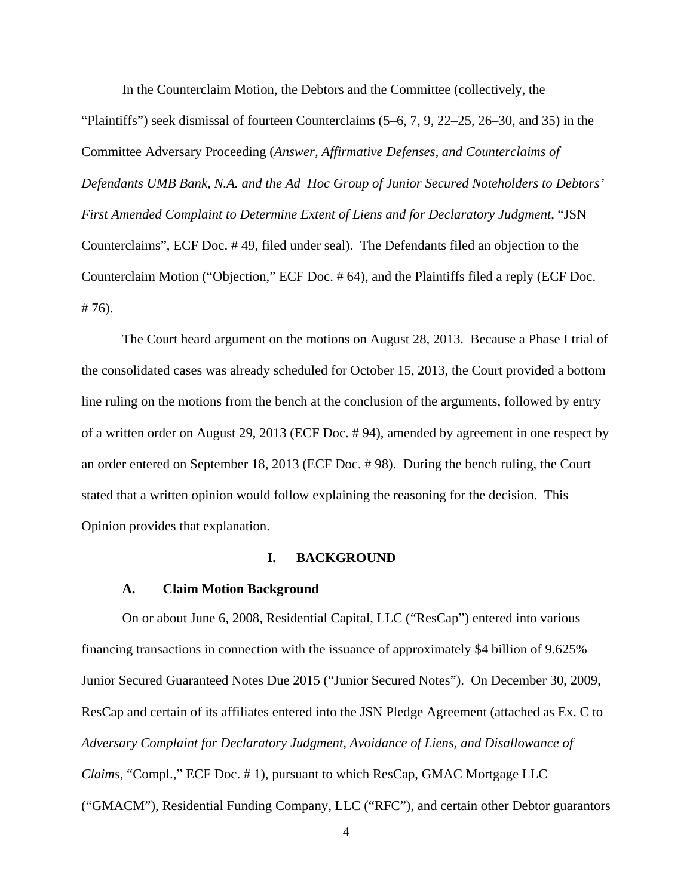In the Counterclaim Motion, the Debtors and the Committee (collectively, the "Plaintiffs") seek dismissal of fourteen Counterclaims (5–6, 7, 9, 22–25, 26–30, and 35) in the Committee Adversary Proceeding (*Answer, Affirmative Defenses, and Counterclaims of Defendants UMB Bank, N.A. and the Ad Hoc Group of Junior Secured Noteholders to Debtors' First Amended Complaint to Determine Extent of Liens and for Declaratory Judgment*, "JSN Counterclaims", ECF Doc. # 49, filed under seal). The Defendants filed an objection to the Counterclaim Motion ("Objection," ECF Doc. # 64), and the Plaintiffs filed a reply (ECF Doc. # 76).

The Court heard argument on the motions on August 28, 2013. Because a Phase I trial of the consolidated cases was already scheduled for October 15, 2013, the Court provided a bottom line ruling on the motions from the bench at the conclusion of the arguments, followed by entry of a written order on August 29, 2013 (ECF Doc. # 94), amended by agreement in one respect by an order entered on September 18, 2013 (ECF Doc. # 98). During the bench ruling, the Court stated that a written opinion would follow explaining the reasoning for the decision. This Opinion provides that explanation.

## I. BACKGROUND

### A. Claim Motion Background

On or about June 6, 2008, Residential Capital, LLC ("ResCap") entered into various financing transactions in connection with the issuance of approximately $4 billion of 9.625% Junior Secured Guaranteed Notes Due 2015 ("Junior Secured Notes"). On December 30, 2009, ResCap and certain of its affiliates entered into the JSN Pledge Agreement (attached as Ex. C to *Adversary Complaint for Declaratory Judgment, Avoidance of Liens, and Disallowance of Claims*, "Compl.," ECF Doc. # 1), pursuant to which ResCap, GMAC Mortgage LLC ("GMACM"), Residential Funding Company, LLC ("RFC"), and certain other Debtor guarantors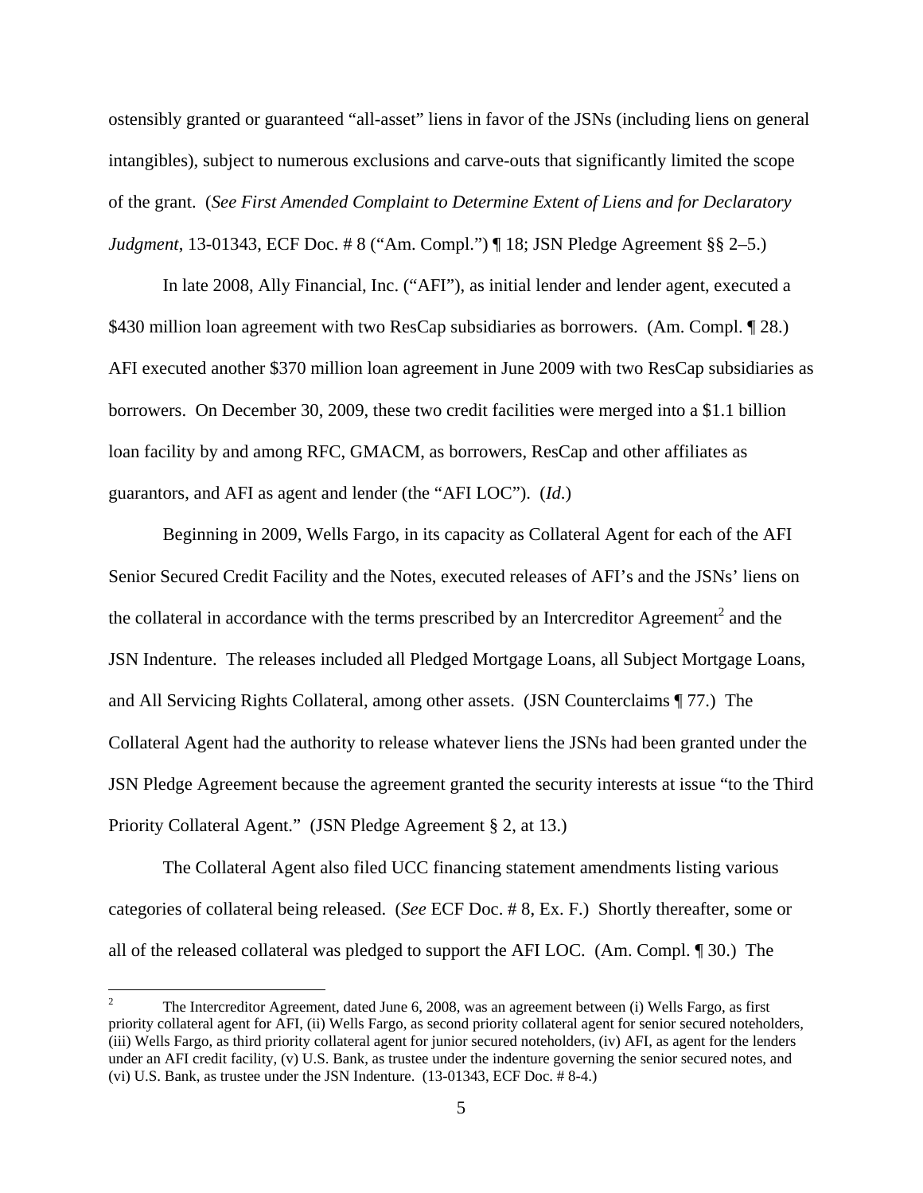ostensibly granted or guaranteed "all-asset" liens in favor of the JSNs (including liens on general intangibles), subject to numerous exclusions and carve-outs that significantly limited the scope of the grant. (*See First Amended Complaint to Determine Extent of Liens and for Declaratory Judgment*, 13-01343, ECF Doc. # 8 ("Am. Compl.") ¶ 18; JSN Pledge Agreement §§ 2–5.)

In late 2008, Ally Financial, Inc. ("AFI"), as initial lender and lender agent, executed a \$430 million loan agreement with two ResCap subsidiaries as borrowers. (Am. Compl. ¶ 28.) AFI executed another \$370 million loan agreement in June 2009 with two ResCap subsidiaries as borrowers. On December 30, 2009, these two credit facilities were merged into a \$1.1 billion loan facility by and among RFC, GMACM, as borrowers, ResCap and other affiliates as guarantors, and AFI as agent and lender (the "AFI LOC"). (*Id*.)

Beginning in 2009, Wells Fargo, in its capacity as Collateral Agent for each of the AFI Senior Secured Credit Facility and the Notes, executed releases of AFI's and the JSNs' liens on the collateral in accordance with the terms prescribed by an Intercreditor Agreement[2] and the JSN Indenture. The releases included all Pledged Mortgage Loans, all Subject Mortgage Loans, and All Servicing Rights Collateral, among other assets. (JSN Counterclaims ¶ 77.) The Collateral Agent had the authority to release whatever liens the JSNs had been granted under the JSN Pledge Agreement because the agreement granted the security interests at issue "to the Third Priority Collateral Agent." (JSN Pledge Agreement § 2, at 13.)

The Collateral Agent also filed UCC financing statement amendments listing various categories of collateral being released. (*See* ECF Doc. # 8, Ex. F.) Shortly thereafter, some or all of the released collateral was pledged to support the AFI LOC. (Am. Compl. ¶ 30.) The

[2] The Intercreditor Agreement, dated June 6, 2008, was an agreement between (i) Wells Fargo, as first priority collateral agent for AFI, (ii) Wells Fargo, as second priority collateral agent for senior secured noteholders, (iii) Wells Fargo, as third priority collateral agent for junior secured noteholders, (iv) AFI, as agent for the lenders under an AFI credit facility, (v) U.S. Bank, as trustee under the indenture governing the senior secured notes, and (vi) U.S. Bank, as trustee under the JSN Indenture. (13-01343, ECF Doc. # 8-4.)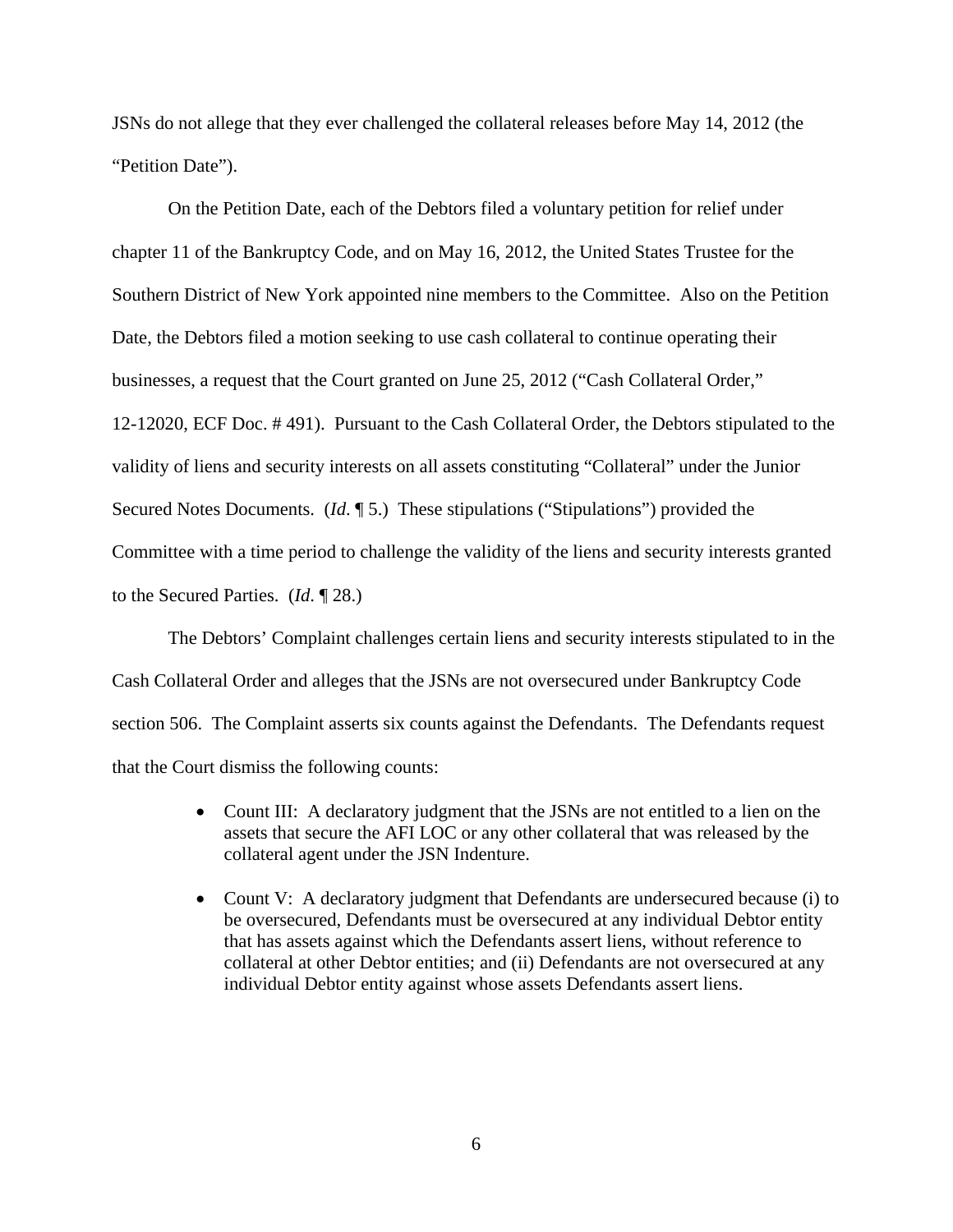JSNs do not allege that they ever challenged the collateral releases before May 14, 2012 (the "Petition Date").

On the Petition Date, each of the Debtors filed a voluntary petition for relief under chapter 11 of the Bankruptcy Code, and on May 16, 2012, the United States Trustee for the Southern District of New York appointed nine members to the Committee. Also on the Petition Date, the Debtors filed a motion seeking to use cash collateral to continue operating their businesses, a request that the Court granted on June 25, 2012 ("Cash Collateral Order," 12-12020, ECF Doc. # 491). Pursuant to the Cash Collateral Order, the Debtors stipulated to the validity of liens and security interests on all assets constituting "Collateral" under the Junior Secured Notes Documents. (*Id*. ¶ 5.) These stipulations ("Stipulations") provided the Committee with a time period to challenge the validity of the liens and security interests granted to the Secured Parties. (*Id*. ¶ 28.)

The Debtors' Complaint challenges certain liens and security interests stipulated to in the Cash Collateral Order and alleges that the JSNs are not oversecured under Bankruptcy Code section 506. The Complaint asserts six counts against the Defendants. The Defendants request that the Court dismiss the following counts:

- Count III: A declaratory judgment that the JSNs are not entitled to a lien on the assets that secure the AFI LOC or any other collateral that was released by the collateral agent under the JSN Indenture.
- Count V: A declaratory judgment that Defendants are undersecured because (i) to be oversecured, Defendants must be oversecured at any individual Debtor entity that has assets against which the Defendants assert liens, without reference to collateral at other Debtor entities; and (ii) Defendants are not oversecured at any individual Debtor entity against whose assets Defendants assert liens.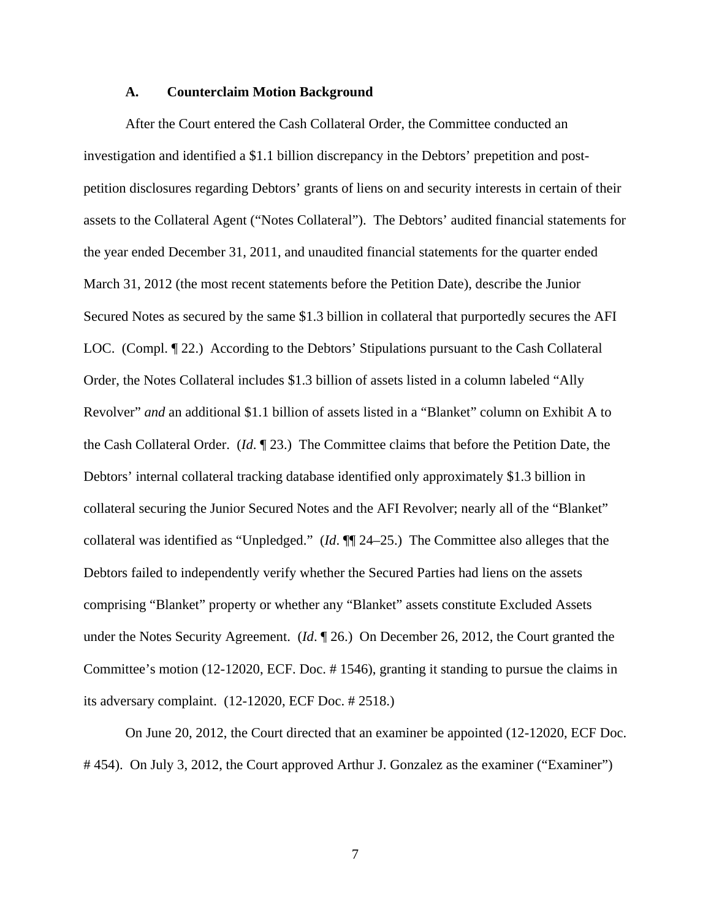### A. Counterclaim Motion Background

After the Court entered the Cash Collateral Order, the Committee conducted an investigation and identified a $1.1 billion discrepancy in the Debtors' prepetition and post-petition disclosures regarding Debtors' grants of liens on and security interests in certain of their assets to the Collateral Agent ("Notes Collateral"). The Debtors' audited financial statements for the year ended December 31, 2011, and unaudited financial statements for the quarter ended March 31, 2012 (the most recent statements before the Petition Date), describe the Junior Secured Notes as secured by the same $1.3 billion in collateral that purportedly secures the AFI LOC. (Compl. ¶ 22.) According to the Debtors' Stipulations pursuant to the Cash Collateral Order, the Notes Collateral includes $1.3 billion of assets listed in a column labeled "Ally Revolver" *and* an additional $1.1 billion of assets listed in a "Blanket" column on Exhibit A to the Cash Collateral Order. (*Id*. ¶ 23.) The Committee claims that before the Petition Date, the Debtors' internal collateral tracking database identified only approximately $1.3 billion in collateral securing the Junior Secured Notes and the AFI Revolver; nearly all of the "Blanket" collateral was identified as "Unpledged." (*Id*. ¶¶ 24–25.) The Committee also alleges that the Debtors failed to independently verify whether the Secured Parties had liens on the assets comprising "Blanket" property or whether any "Blanket" assets constitute Excluded Assets under the Notes Security Agreement. (*Id*. ¶ 26.) On December 26, 2012, the Court granted the Committee's motion (12-12020, ECF. Doc. # 1546), granting it standing to pursue the claims in its adversary complaint. (12-12020, ECF Doc. # 2518.)

On June 20, 2012, the Court directed that an examiner be appointed (12-12020, ECF Doc. # 454). On July 3, 2012, the Court approved Arthur J. Gonzalez as the examiner ("Examiner")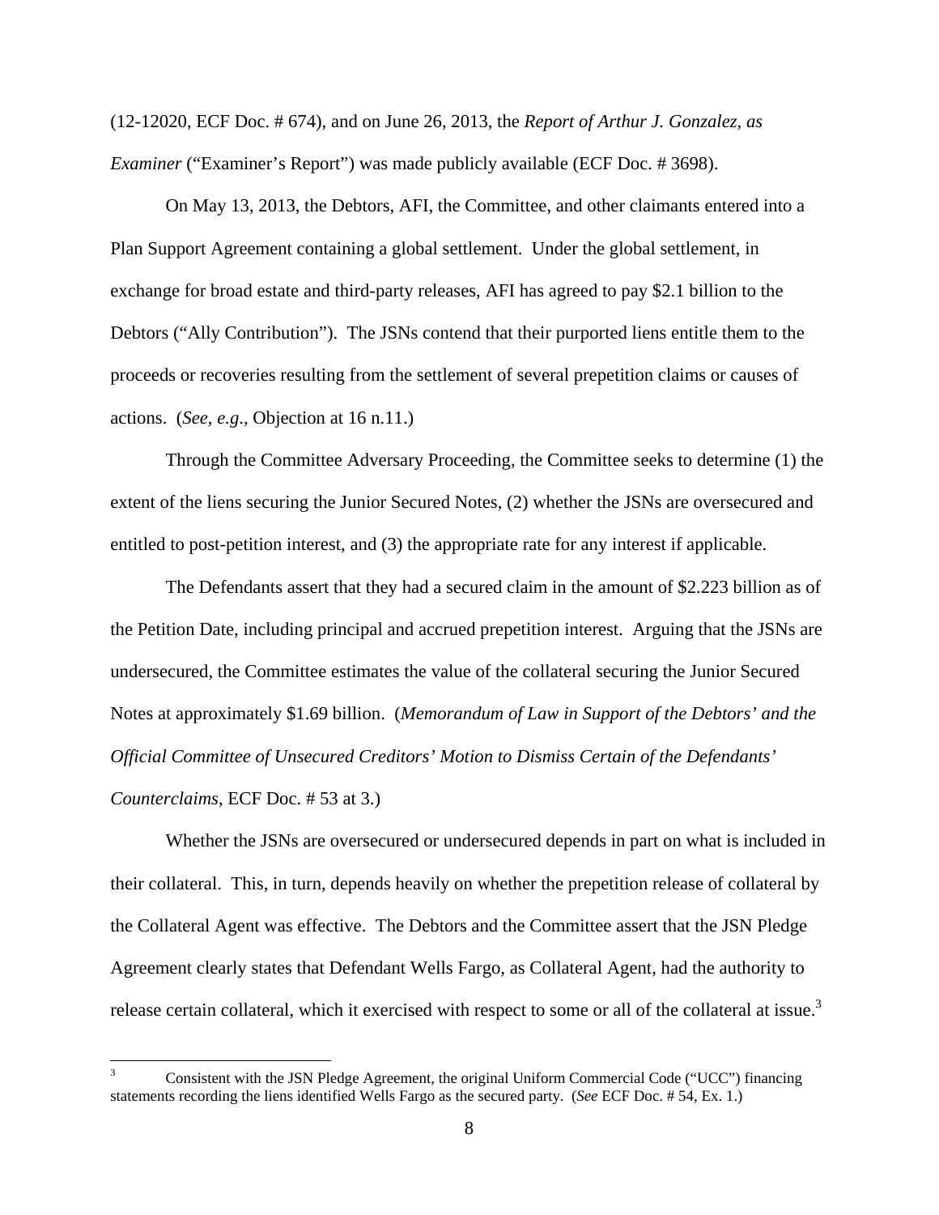(12-12020, ECF Doc. # 674), and on June 26, 2013, the *Report of Arthur J. Gonzalez, as Examiner* ("Examiner's Report") was made publicly available (ECF Doc. # 3698).

On May 13, 2013, the Debtors, AFI, the Committee, and other claimants entered into a Plan Support Agreement containing a global settlement. Under the global settlement, in exchange for broad estate and third-party releases, AFI has agreed to pay $2.1 billion to the Debtors ("Ally Contribution"). The JSNs contend that their purported liens entitle them to the proceeds or recoveries resulting from the settlement of several prepetition claims or causes of actions. (*See, e.g.*, Objection at 16 n.11.)

Through the Committee Adversary Proceeding, the Committee seeks to determine (1) the extent of the liens securing the Junior Secured Notes, (2) whether the JSNs are oversecured and entitled to post-petition interest, and (3) the appropriate rate for any interest if applicable.

The Defendants assert that they had a secured claim in the amount of $2.223 billion as of the Petition Date, including principal and accrued prepetition interest. Arguing that the JSNs are undersecured, the Committee estimates the value of the collateral securing the Junior Secured Notes at approximately $1.69 billion. (*Memorandum of Law in Support of the Debtors' and the Official Committee of Unsecured Creditors' Motion to Dismiss Certain of the Defendants' Counterclaims*, ECF Doc. # 53 at 3.)

Whether the JSNs are oversecured or undersecured depends in part on what is included in their collateral. This, in turn, depends heavily on whether the prepetition release of collateral by the Collateral Agent was effective. The Debtors and the Committee assert that the JSN Pledge Agreement clearly states that Defendant Wells Fargo, as Collateral Agent, had the authority to release certain collateral, which it exercised with respect to some or all of the collateral at issue.[3]

[3] Consistent with the JSN Pledge Agreement, the original Uniform Commercial Code ("UCC") financing statements recording the liens identified Wells Fargo as the secured party. (*See* ECF Doc. # 54, Ex. 1.)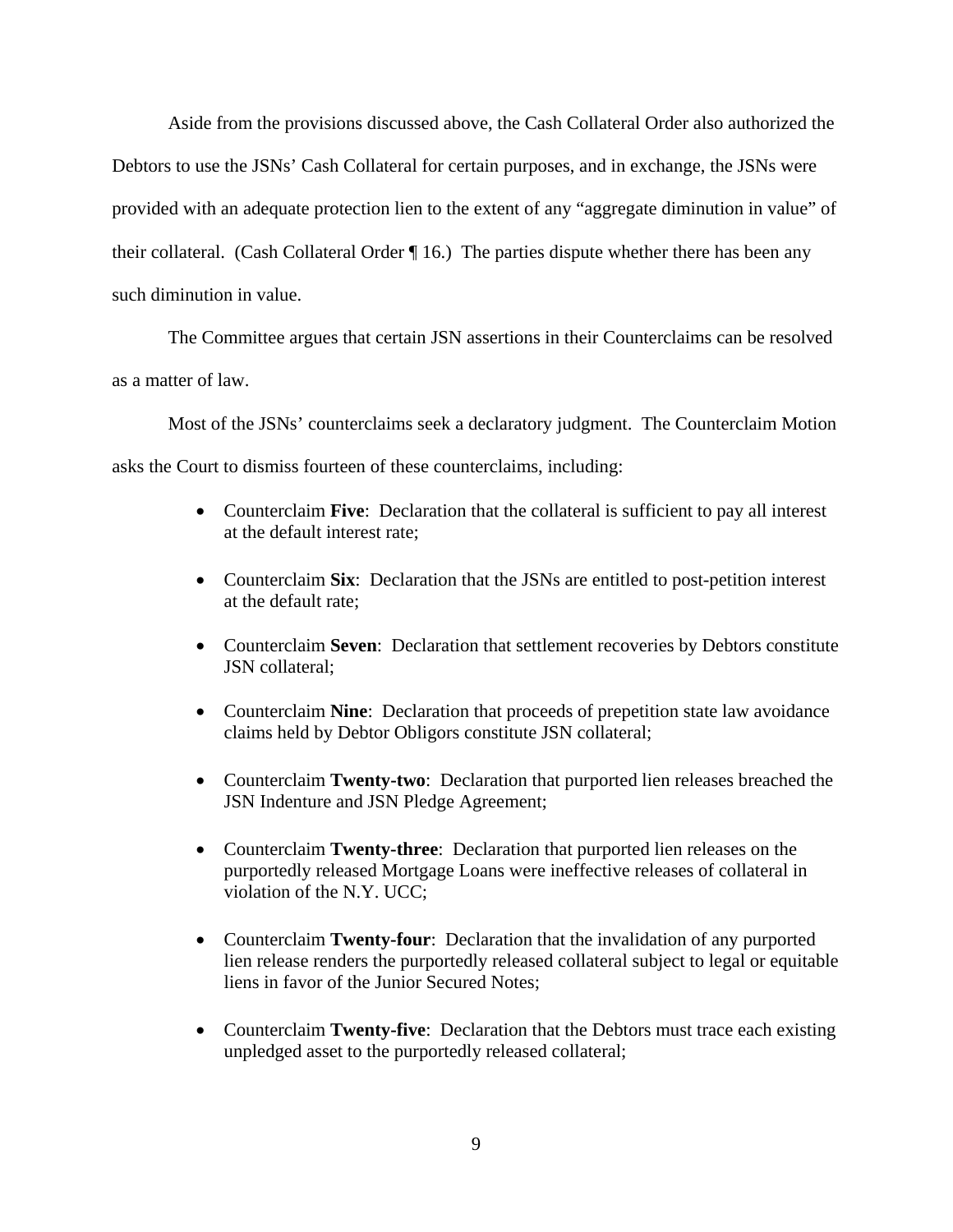Aside from the provisions discussed above, the Cash Collateral Order also authorized the Debtors to use the JSNs' Cash Collateral for certain purposes, and in exchange, the JSNs were provided with an adequate protection lien to the extent of any "aggregate diminution in value" of their collateral. (Cash Collateral Order ¶ 16.) The parties dispute whether there has been any such diminution in value.

The Committee argues that certain JSN assertions in their Counterclaims can be resolved as a matter of law.

Most of the JSNs' counterclaims seek a declaratory judgment. The Counterclaim Motion asks the Court to dismiss fourteen of these counterclaims, including:

- Counterclaim **Five**: Declaration that the collateral is sufficient to pay all interest at the default interest rate;
- Counterclaim **Six**: Declaration that the JSNs are entitled to post-petition interest at the default rate;
- Counterclaim **Seven**: Declaration that settlement recoveries by Debtors constitute JSN collateral;
- Counterclaim **Nine**: Declaration that proceeds of prepetition state law avoidance claims held by Debtor Obligors constitute JSN collateral;
- Counterclaim **Twenty-two**: Declaration that purported lien releases breached the JSN Indenture and JSN Pledge Agreement;
- Counterclaim **Twenty-three**: Declaration that purported lien releases on the purportedly released Mortgage Loans were ineffective releases of collateral in violation of the N.Y. UCC;
- Counterclaim **Twenty-four**: Declaration that the invalidation of any purported lien release renders the purportedly released collateral subject to legal or equitable liens in favor of the Junior Secured Notes;
- Counterclaim **Twenty-five**: Declaration that the Debtors must trace each existing unpledged asset to the purportedly released collateral;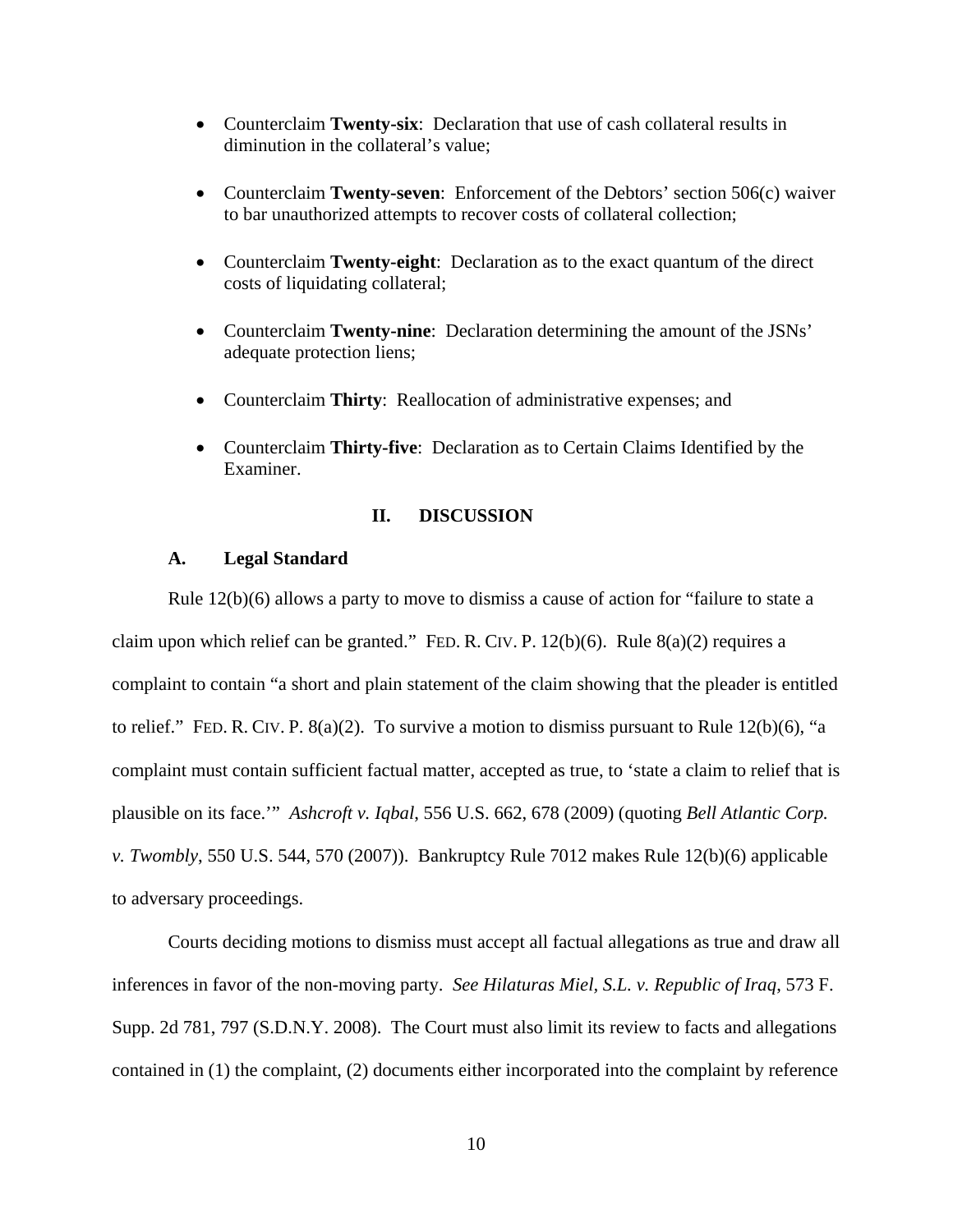- Counterclaim **Twenty-six**: Declaration that use of cash collateral results in diminution in the collateral's value;

- Counterclaim **Twenty-seven**: Enforcement of the Debtors' section 506(c) waiver to bar unauthorized attempts to recover costs of collateral collection;

- Counterclaim **Twenty-eight**: Declaration as to the exact quantum of the direct costs of liquidating collateral;

- Counterclaim **Twenty-nine**: Declaration determining the amount of the JSNs' adequate protection liens;

- Counterclaim **Thirty**: Reallocation of administrative expenses; and

- Counterclaim **Thirty-five**: Declaration as to Certain Claims Identified by the Examiner.

## II. DISCUSSION

### A. Legal Standard

Rule 12(b)(6) allows a party to move to dismiss a cause of action for "failure to state a claim upon which relief can be granted." FED. R. CIV. P. 12(b)(6). Rule 8(a)(2) requires a complaint to contain "a short and plain statement of the claim showing that the pleader is entitled to relief." FED. R. CIV. P. 8(a)(2). To survive a motion to dismiss pursuant to Rule 12(b)(6), "a complaint must contain sufficient factual matter, accepted as true, to 'state a claim to relief that is plausible on its face.'" *Ashcroft v. Iqbal*, 556 U.S. 662, 678 (2009) (quoting *Bell Atlantic Corp. v. Twombly*, 550 U.S. 544, 570 (2007)). Bankruptcy Rule 7012 makes Rule 12(b)(6) applicable to adversary proceedings.

Courts deciding motions to dismiss must accept all factual allegations as true and draw all inferences in favor of the non-moving party. *See Hilaturas Miel, S.L. v. Republic of Iraq*, 573 F. Supp. 2d 781, 797 (S.D.N.Y. 2008). The Court must also limit its review to facts and allegations contained in (1) the complaint, (2) documents either incorporated into the complaint by reference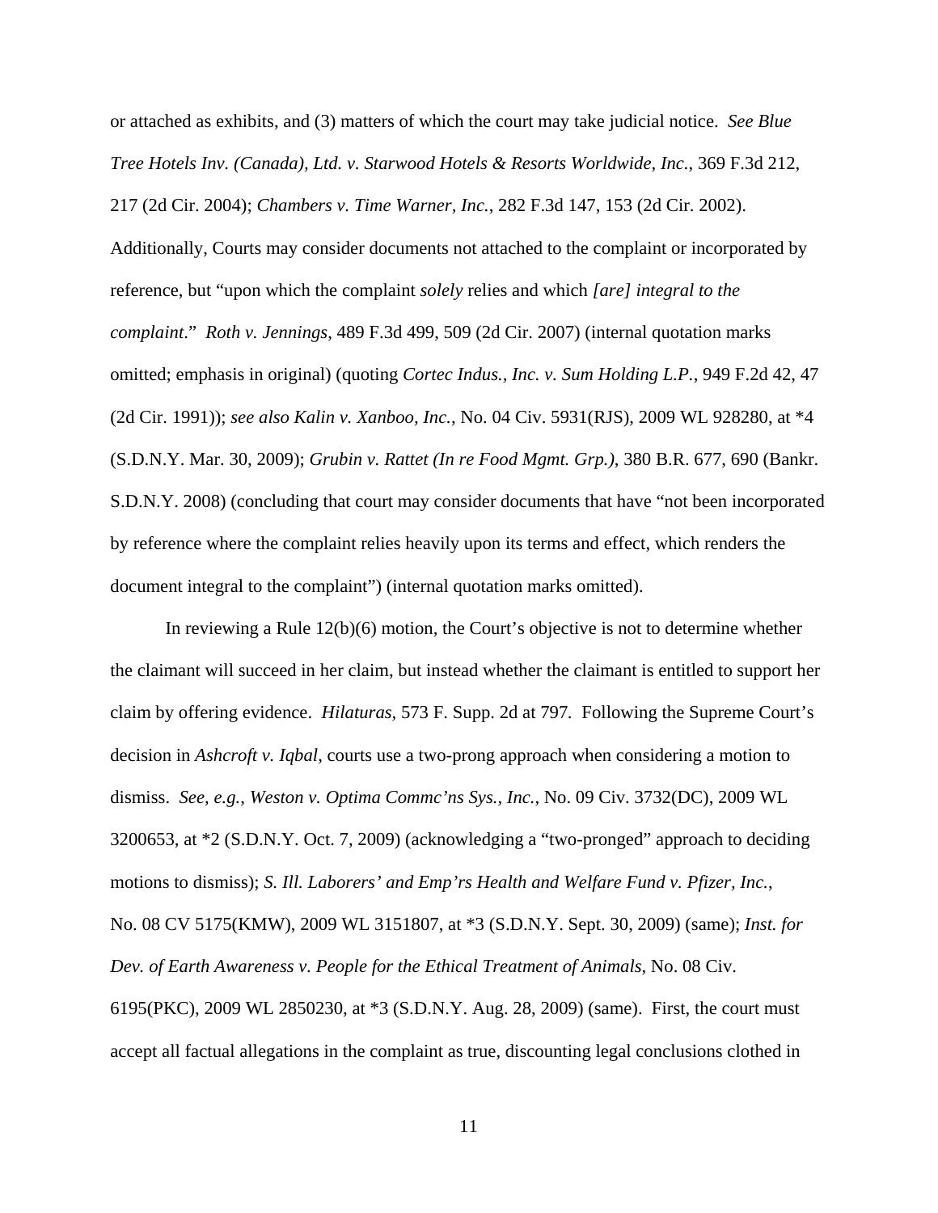or attached as exhibits, and (3) matters of which the court may take judicial notice. *See Blue Tree Hotels Inv. (Canada), Ltd. v. Starwood Hotels & Resorts Worldwide, Inc.*, 369 F.3d 212, 217 (2d Cir. 2004); *Chambers v. Time Warner, Inc.*, 282 F.3d 147, 153 (2d Cir. 2002). Additionally, Courts may consider documents not attached to the complaint or incorporated by reference, but "upon which the complaint *solely* relies and which *[are] integral to the complaint*." *Roth v. Jennings*, 489 F.3d 499, 509 (2d Cir. 2007) (internal quotation marks omitted; emphasis in original) (quoting *Cortec Indus., Inc. v. Sum Holding L.P.*, 949 F.2d 42, 47 (2d Cir. 1991)); *see also Kalin v. Xanboo, Inc.*, No. 04 Civ. 5931(RJS), 2009 WL 928280, at *4 (S.D.N.Y. Mar. 30, 2009); *Grubin v. Rattet (In re Food Mgmt. Grp.)*, 380 B.R. 677, 690 (Bankr. S.D.N.Y. 2008) (concluding that court may consider documents that have "not been incorporated by reference where the complaint relies heavily upon its terms and effect, which renders the document integral to the complaint") (internal quotation marks omitted).

In reviewing a Rule 12(b)(6) motion, the Court's objective is not to determine whether the claimant will succeed in her claim, but instead whether the claimant is entitled to support her claim by offering evidence. *Hilaturas*, 573 F. Supp. 2d at 797. Following the Supreme Court's decision in *Ashcroft v. Iqbal*, courts use a two-prong approach when considering a motion to dismiss. *See, e.g.*, *Weston v. Optima Commc'ns Sys., Inc.*, No. 09 Civ. 3732(DC), 2009 WL 3200653, at *2 (S.D.N.Y. Oct. 7, 2009) (acknowledging a "two-pronged" approach to deciding motions to dismiss); *S. Ill. Laborers' and Emp'rs Health and Welfare Fund v. Pfizer, Inc.*, No. 08 CV 5175(KMW), 2009 WL 3151807, at *3 (S.D.N.Y. Sept. 30, 2009) (same); *Inst. for Dev. of Earth Awareness v. People for the Ethical Treatment of Animals*, No. 08 Civ. 6195(PKC), 2009 WL 2850230, at *3 (S.D.N.Y. Aug. 28, 2009) (same). First, the court must accept all factual allegations in the complaint as true, discounting legal conclusions clothed in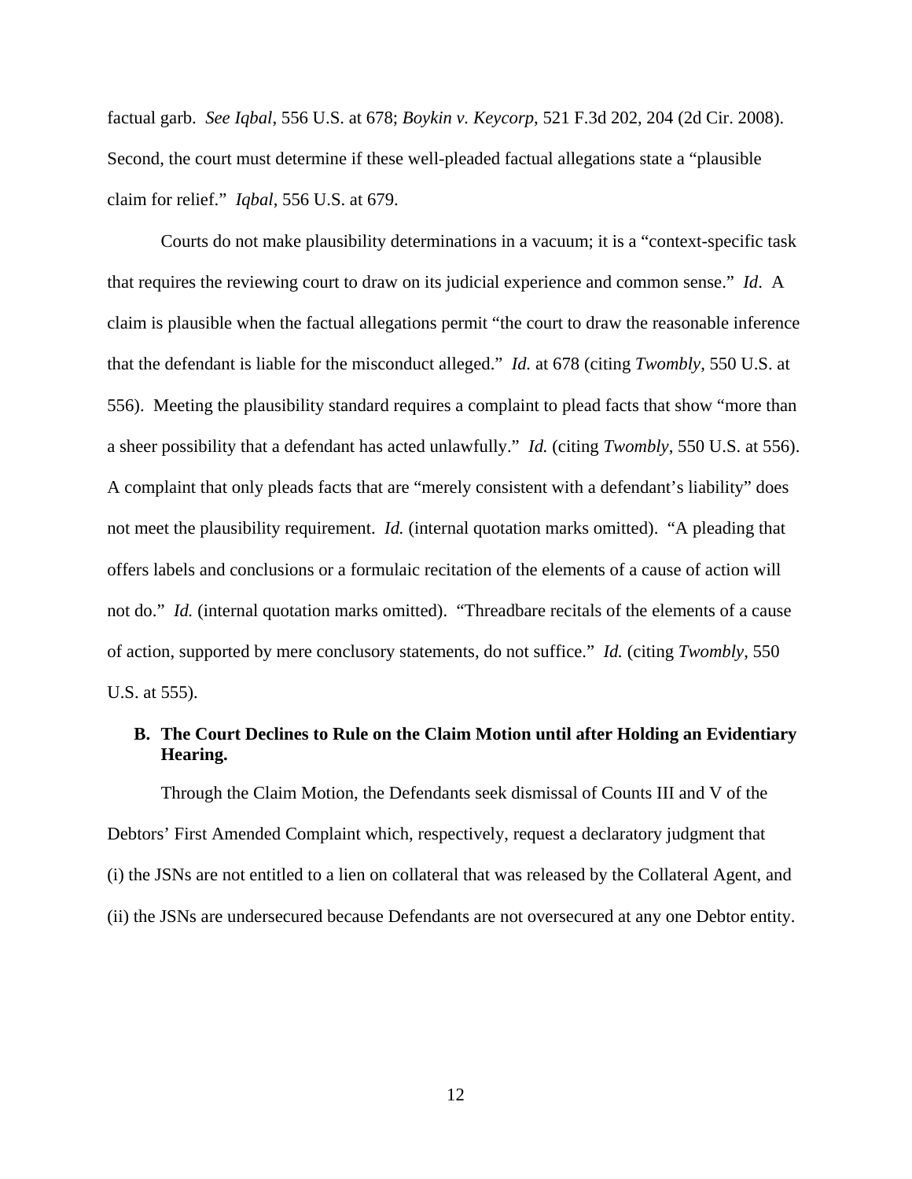factual garb. *See Iqbal*, 556 U.S. at 678; *Boykin v. Keycorp*, 521 F.3d 202, 204 (2d Cir. 2008). Second, the court must determine if these well-pleaded factual allegations state a "plausible claim for relief." *Iqbal*, 556 U.S. at 679.

Courts do not make plausibility determinations in a vacuum; it is a "context-specific task that requires the reviewing court to draw on its judicial experience and common sense." *Id*. A claim is plausible when the factual allegations permit "the court to draw the reasonable inference that the defendant is liable for the misconduct alleged." *Id.* at 678 (citing *Twombly*, 550 U.S. at 556). Meeting the plausibility standard requires a complaint to plead facts that show "more than a sheer possibility that a defendant has acted unlawfully." *Id.* (citing *Twombly*, 550 U.S. at 556). A complaint that only pleads facts that are "merely consistent with a defendant's liability" does not meet the plausibility requirement. *Id.* (internal quotation marks omitted). "A pleading that offers labels and conclusions or a formulaic recitation of the elements of a cause of action will not do." *Id.* (internal quotation marks omitted). "Threadbare recitals of the elements of a cause of action, supported by mere conclusory statements, do not suffice." *Id.* (citing *Twombly*, 550 U.S. at 555).

### B. The Court Declines to Rule on the Claim Motion until after Holding an Evidentiary Hearing.

Through the Claim Motion, the Defendants seek dismissal of Counts III and V of the Debtors' First Amended Complaint which, respectively, request a declaratory judgment that (i) the JSNs are not entitled to a lien on collateral that was released by the Collateral Agent, and (ii) the JSNs are undersecured because Defendants are not oversecured at any one Debtor entity.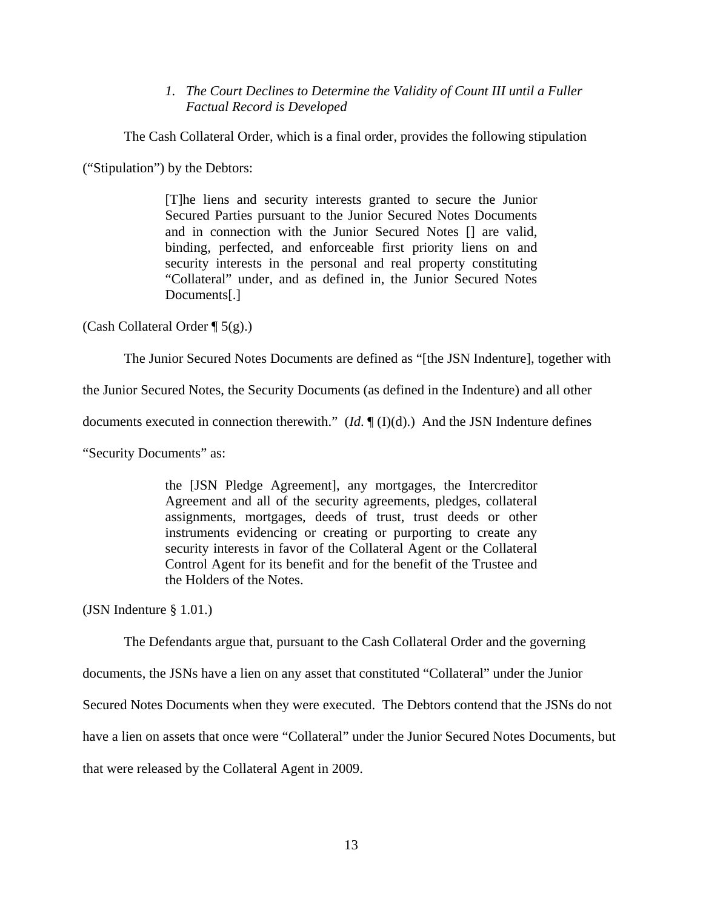### *1. The Court Declines to Determine the Validity of Count III until a Fuller Factual Record is Developed*

The Cash Collateral Order, which is a final order, provides the following stipulation ("Stipulation") by the Debtors:

> [T]he liens and security interests granted to secure the Junior Secured Parties pursuant to the Junior Secured Notes Documents and in connection with the Junior Secured Notes [] are valid, binding, perfected, and enforceable first priority liens on and security interests in the personal and real property constituting "Collateral" under, and as defined in, the Junior Secured Notes Documents[.]

(Cash Collateral Order ¶ 5(g).)

The Junior Secured Notes Documents are defined as "[the JSN Indenture], together with the Junior Secured Notes, the Security Documents (as defined in the Indenture) and all other documents executed in connection therewith." (*Id*. ¶ (I)(d).) And the JSN Indenture defines "Security Documents" as:

> the [JSN Pledge Agreement], any mortgages, the Intercreditor Agreement and all of the security agreements, pledges, collateral assignments, mortgages, deeds of trust, trust deeds or other instruments evidencing or creating or purporting to create any security interests in favor of the Collateral Agent or the Collateral Control Agent for its benefit and for the benefit of the Trustee and the Holders of the Notes.

(JSN Indenture § 1.01.)

The Defendants argue that, pursuant to the Cash Collateral Order and the governing documents, the JSNs have a lien on any asset that constituted "Collateral" under the Junior Secured Notes Documents when they were executed. The Debtors contend that the JSNs do not have a lien on assets that once were "Collateral" under the Junior Secured Notes Documents, but that were released by the Collateral Agent in 2009.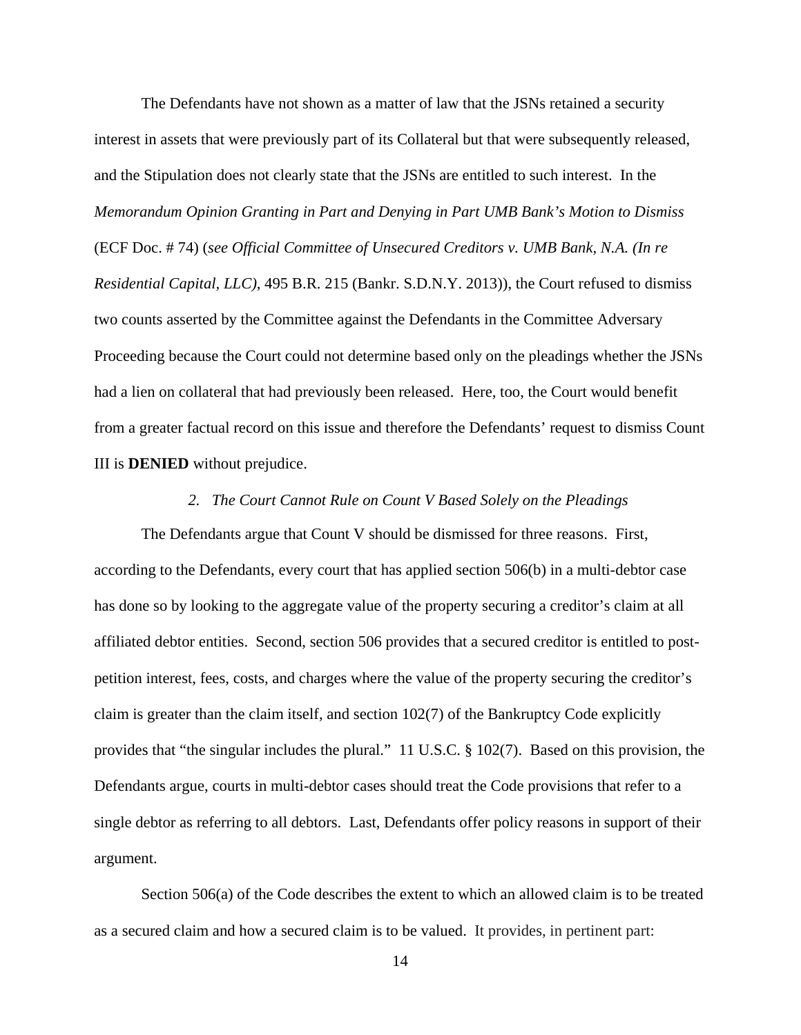The Defendants have not shown as a matter of law that the JSNs retained a security interest in assets that were previously part of its Collateral but that were subsequently released, and the Stipulation does not clearly state that the JSNs are entitled to such interest. In the *Memorandum Opinion Granting in Part and Denying in Part UMB Bank's Motion to Dismiss* (ECF Doc. # 74) (*see Official Committee of Unsecured Creditors v. UMB Bank, N.A. (In re Residential Capital, LLC)*, 495 B.R. 215 (Bankr. S.D.N.Y. 2013)), the Court refused to dismiss two counts asserted by the Committee against the Defendants in the Committee Adversary Proceeding because the Court could not determine based only on the pleadings whether the JSNs had a lien on collateral that had previously been released. Here, too, the Court would benefit from a greater factual record on this issue and therefore the Defendants' request to dismiss Count III is **DENIED** without prejudice.

*2. The Court Cannot Rule on Count V Based Solely on the Pleadings*

The Defendants argue that Count V should be dismissed for three reasons. First, according to the Defendants, every court that has applied section 506(b) in a multi-debtor case has done so by looking to the aggregate value of the property securing a creditor's claim at all affiliated debtor entities. Second, section 506 provides that a secured creditor is entitled to post-petition interest, fees, costs, and charges where the value of the property securing the creditor's claim is greater than the claim itself, and section 102(7) of the Bankruptcy Code explicitly provides that "the singular includes the plural." 11 U.S.C. § 102(7). Based on this provision, the Defendants argue, courts in multi-debtor cases should treat the Code provisions that refer to a single debtor as referring to all debtors. Last, Defendants offer policy reasons in support of their argument.

Section 506(a) of the Code describes the extent to which an allowed claim is to be treated as a secured claim and how a secured claim is to be valued. It provides, in pertinent part: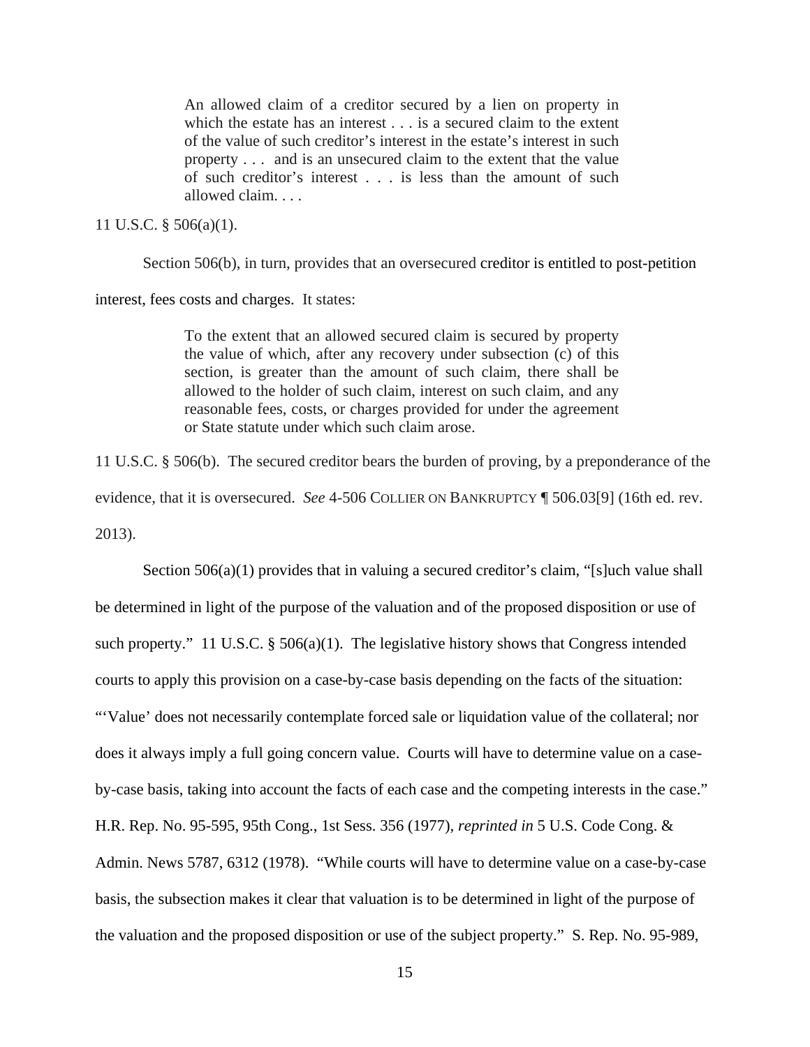> An allowed claim of a creditor secured by a lien on property in which the estate has an interest . . . is a secured claim to the extent of the value of such creditor's interest in the estate's interest in such property . . . and is an unsecured claim to the extent that the value of such creditor's interest . . . is less than the amount of such allowed claim. . . .

11 U.S.C. § 506(a)(1).

Section 506(b), in turn, provides that an oversecured creditor is entitled to post-petition interest, fees costs and charges. It states:

> To the extent that an allowed secured claim is secured by property the value of which, after any recovery under subsection (c) of this section, is greater than the amount of such claim, there shall be allowed to the holder of such claim, interest on such claim, and any reasonable fees, costs, or charges provided for under the agreement or State statute under which such claim arose.

11 U.S.C. § 506(b). The secured creditor bears the burden of proving, by a preponderance of the evidence, that it is oversecured. *See* 4-506 COLLIER ON BANKRUPTCY ¶ 506.03[9] (16th ed. rev. 2013).

Section 506(a)(1) provides that in valuing a secured creditor's claim, "[s]uch value shall be determined in light of the purpose of the valuation and of the proposed disposition or use of such property." 11 U.S.C. § 506(a)(1). The legislative history shows that Congress intended courts to apply this provision on a case-by-case basis depending on the facts of the situation: "'Value' does not necessarily contemplate forced sale or liquidation value of the collateral; nor does it always imply a full going concern value. Courts will have to determine value on a case-by-case basis, taking into account the facts of each case and the competing interests in the case." H.R. Rep. No. 95-595, 95th Cong., 1st Sess. 356 (1977), *reprinted in* 5 U.S. Code Cong. & Admin. News 5787, 6312 (1978). "While courts will have to determine value on a case-by-case basis, the subsection makes it clear that valuation is to be determined in light of the purpose of the valuation and the proposed disposition or use of the subject property." S. Rep. No. 95-989,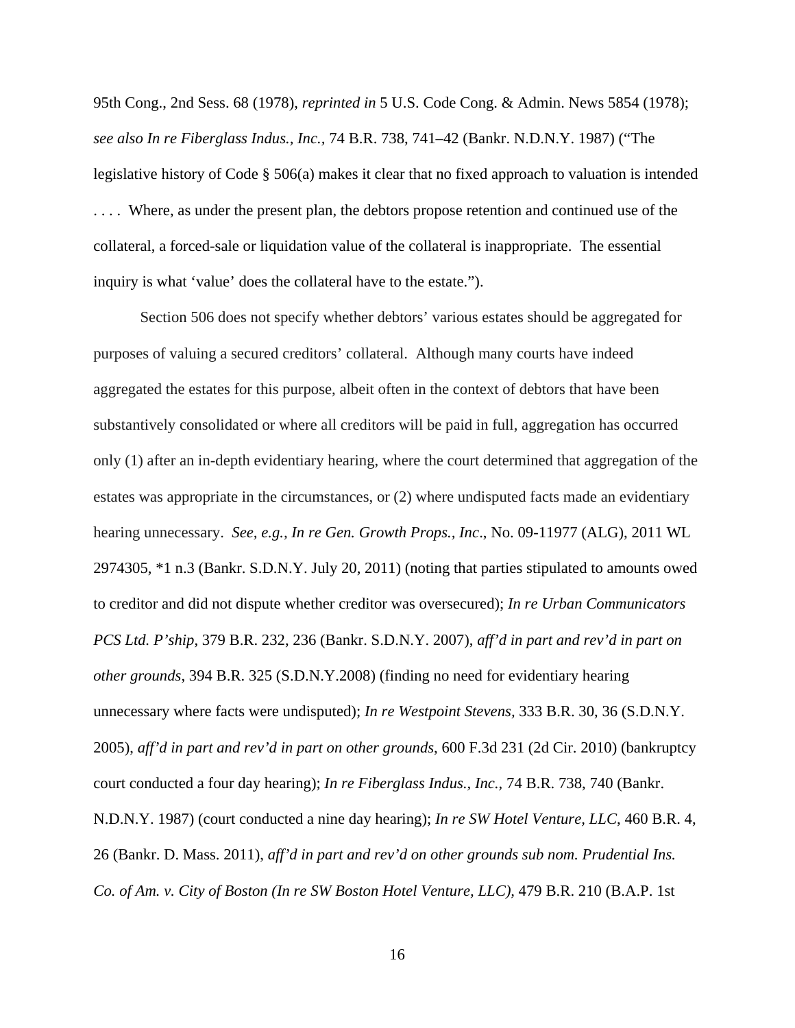95th Cong., 2nd Sess. 68 (1978), *reprinted in* 5 U.S. Code Cong. & Admin. News 5854 (1978); *see also In re Fiberglass Indus., Inc.,* 74 B.R. 738, 741–42 (Bankr. N.D.N.Y. 1987) ("The legislative history of Code § 506(a) makes it clear that no fixed approach to valuation is intended . . . . Where, as under the present plan, the debtors propose retention and continued use of the collateral, a forced-sale or liquidation value of the collateral is inappropriate. The essential inquiry is what 'value' does the collateral have to the estate.").

Section 506 does not specify whether debtors' various estates should be aggregated for purposes of valuing a secured creditors' collateral. Although many courts have indeed aggregated the estates for this purpose, albeit often in the context of debtors that have been substantively consolidated or where all creditors will be paid in full, aggregation has occurred only (1) after an in-depth evidentiary hearing, where the court determined that aggregation of the estates was appropriate in the circumstances, or (2) where undisputed facts made an evidentiary hearing unnecessary. *See, e.g., In re Gen. Growth Props., Inc*., No. 09-11977 (ALG), 2011 WL 2974305, *1 n.3 (Bankr. S.D.N.Y. July 20, 2011) (noting that parties stipulated to amounts owed to creditor and did not dispute whether creditor was oversecured); *In re Urban Communicators PCS Ltd. P'ship*, 379 B.R. 232, 236 (Bankr. S.D.N.Y. 2007), *aff'd in part and rev'd in part on other grounds*, 394 B.R. 325 (S.D.N.Y.2008) (finding no need for evidentiary hearing unnecessary where facts were undisputed); *In re Westpoint Stevens*, 333 B.R. 30, 36 (S.D.N.Y. 2005), *aff'd in part and rev'd in part on other grounds*, 600 F.3d 231 (2d Cir. 2010) (bankruptcy court conducted a four day hearing); *In re Fiberglass Indus., Inc.*, 74 B.R. 738, 740 (Bankr. N.D.N.Y. 1987) (court conducted a nine day hearing); *In re SW Hotel Venture, LLC*, 460 B.R. 4, 26 (Bankr. D. Mass. 2011), *aff'd in part and rev'd on other grounds sub nom. Prudential Ins. Co. of Am. v. City of Boston (In re SW Boston Hotel Venture, LLC)*, 479 B.R. 210 (B.A.P. 1st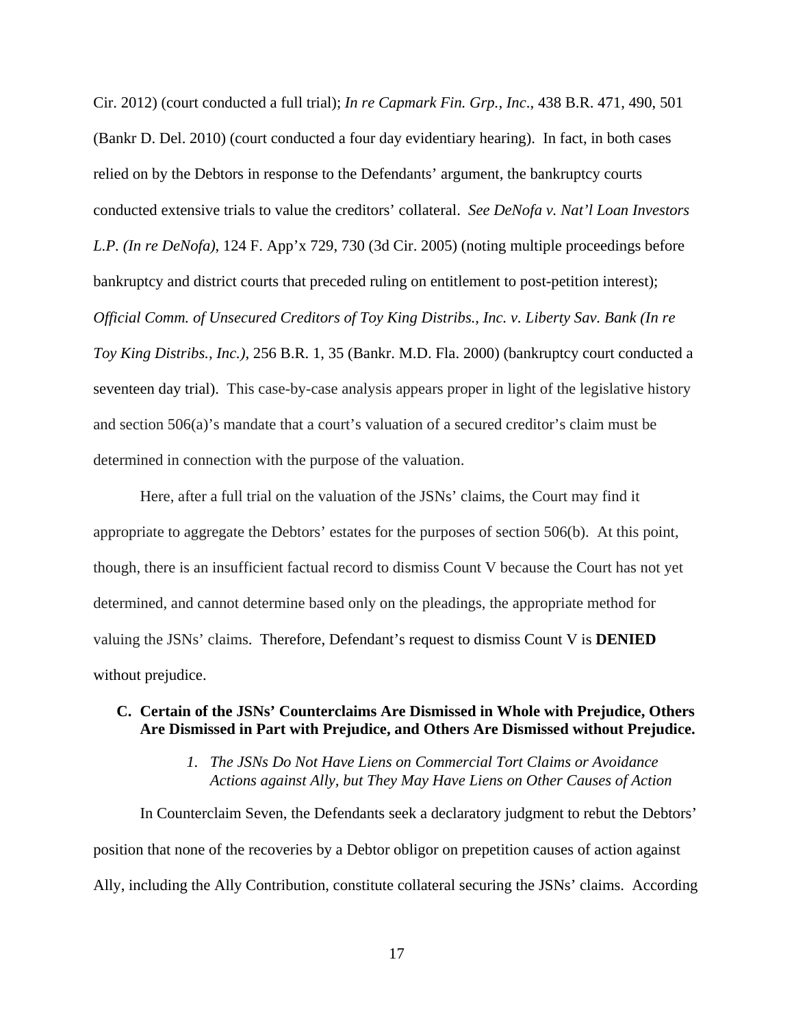Cir. 2012) (court conducted a full trial); *In re Capmark Fin. Grp., Inc*., 438 B.R. 471, 490, 501 (Bankr D. Del. 2010) (court conducted a four day evidentiary hearing). In fact, in both cases relied on by the Debtors in response to the Defendants' argument, the bankruptcy courts conducted extensive trials to value the creditors' collateral. *See DeNofa v. Nat'l Loan Investors L.P. (In re DeNofa)*, 124 F. App'x 729, 730 (3d Cir. 2005) (noting multiple proceedings before bankruptcy and district courts that preceded ruling on entitlement to post-petition interest); *Official Comm. of Unsecured Creditors of Toy King Distribs., Inc. v. Liberty Sav. Bank (In re Toy King Distribs., Inc.)*, 256 B.R. 1, 35 (Bankr. M.D. Fla. 2000) (bankruptcy court conducted a seventeen day trial). This case-by-case analysis appears proper in light of the legislative history and section 506(a)'s mandate that a court's valuation of a secured creditor's claim must be determined in connection with the purpose of the valuation.

Here, after a full trial on the valuation of the JSNs' claims, the Court may find it appropriate to aggregate the Debtors' estates for the purposes of section 506(b). At this point, though, there is an insufficient factual record to dismiss Count V because the Court has not yet determined, and cannot determine based only on the pleadings, the appropriate method for valuing the JSNs' claims. Therefore, Defendant's request to dismiss Count V is **DENIED** without prejudice.

### C. Certain of the JSNs' Counterclaims Are Dismissed in Whole with Prejudice, Others Are Dismissed in Part with Prejudice, and Others Are Dismissed without Prejudice.

#### *1. The JSNs Do Not Have Liens on Commercial Tort Claims or Avoidance Actions against Ally, but They May Have Liens on Other Causes of Action*

In Counterclaim Seven, the Defendants seek a declaratory judgment to rebut the Debtors' position that none of the recoveries by a Debtor obligor on prepetition causes of action against Ally, including the Ally Contribution, constitute collateral securing the JSNs' claims. According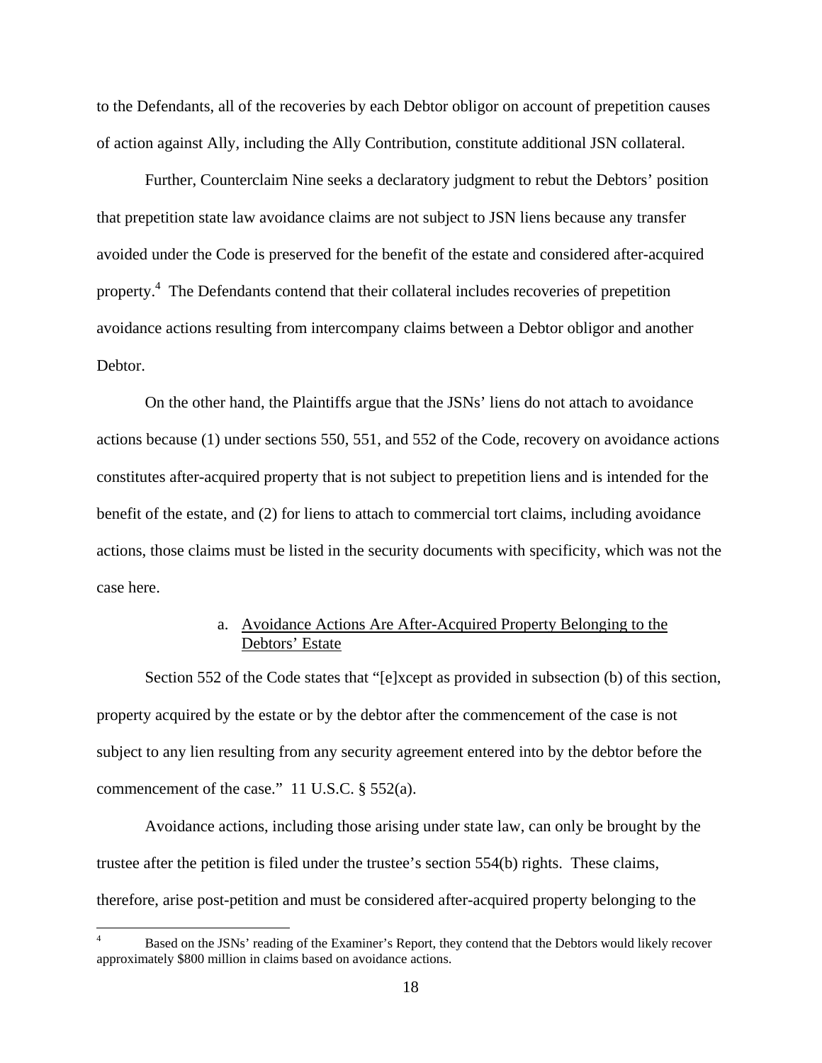to the Defendants, all of the recoveries by each Debtor obligor on account of prepetition causes of action against Ally, including the Ally Contribution, constitute additional JSN collateral.

Further, Counterclaim Nine seeks a declaratory judgment to rebut the Debtors' position that prepetition state law avoidance claims are not subject to JSN liens because any transfer avoided under the Code is preserved for the benefit of the estate and considered after-acquired property.[4] The Defendants contend that their collateral includes recoveries of prepetition avoidance actions resulting from intercompany claims between a Debtor obligor and another Debtor.

On the other hand, the Plaintiffs argue that the JSNs' liens do not attach to avoidance actions because (1) under sections 550, 551, and 552 of the Code, recovery on avoidance actions constitutes after-acquired property that is not subject to prepetition liens and is intended for the benefit of the estate, and (2) for liens to attach to commercial tort claims, including avoidance actions, those claims must be listed in the security documents with specificity, which was not the case here.

a. <u>Avoidance Actions Are After-Acquired Property Belonging to the Debtors' Estate</u>

Section 552 of the Code states that "[e]xcept as provided in subsection (b) of this section, property acquired by the estate or by the debtor after the commencement of the case is not subject to any lien resulting from any security agreement entered into by the debtor before the commencement of the case." 11 U.S.C. § 552(a).

Avoidance actions, including those arising under state law, can only be brought by the trustee after the petition is filed under the trustee's section 554(b) rights. These claims, therefore, arise post-petition and must be considered after-acquired property belonging to the

[4] Based on the JSNs' reading of the Examiner's Report, they contend that the Debtors would likely recover approximately $800 million in claims based on avoidance actions.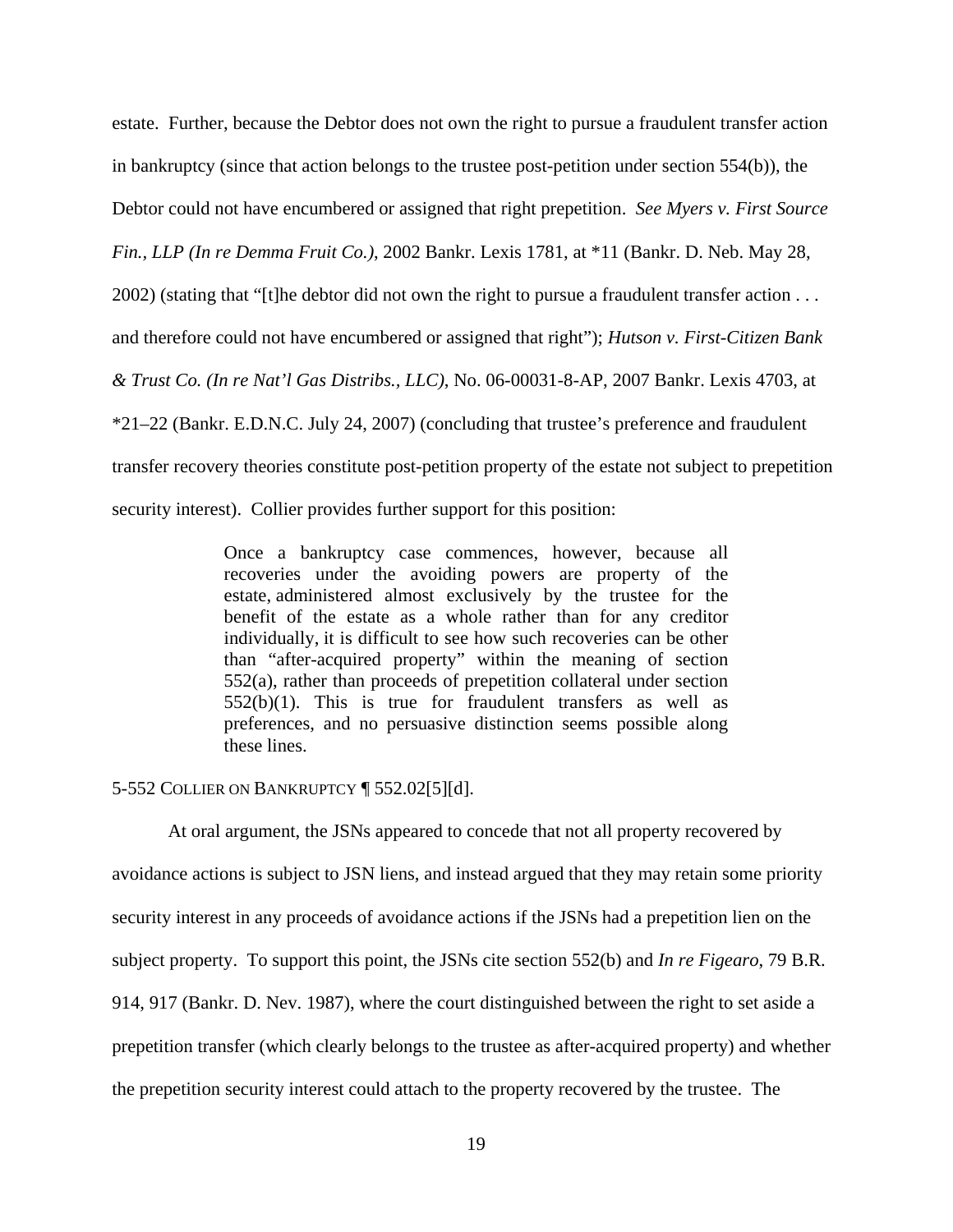estate. Further, because the Debtor does not own the right to pursue a fraudulent transfer action in bankruptcy (since that action belongs to the trustee post-petition under section 554(b)), the Debtor could not have encumbered or assigned that right prepetition. *See Myers v. First Source Fin., LLP (In re Demma Fruit Co.)*, 2002 Bankr. Lexis 1781, at *11 (Bankr. D. Neb. May 28, 2002) (stating that "[t]he debtor did not own the right to pursue a fraudulent transfer action . . . and therefore could not have encumbered or assigned that right"); *Hutson v. First-Citizen Bank & Trust Co. (In re Nat'l Gas Distribs., LLC)*, No. 06-00031-8-AP, 2007 Bankr. Lexis 4703, at *21–22 (Bankr. E.D.N.C. July 24, 2007) (concluding that trustee's preference and fraudulent transfer recovery theories constitute post-petition property of the estate not subject to prepetition security interest). Collier provides further support for this position:

> Once a bankruptcy case commences, however, because all recoveries under the avoiding powers are property of the estate, administered almost exclusively by the trustee for the benefit of the estate as a whole rather than for any creditor individually, it is difficult to see how such recoveries can be other than "after-acquired property" within the meaning of section 552(a), rather than proceeds of prepetition collateral under section 552(b)(1). This is true for fraudulent transfers as well as preferences, and no persuasive distinction seems possible along these lines.

5-552 COLLIER ON BANKRUPTCY ¶ 552.02[5][d].

At oral argument, the JSNs appeared to concede that not all property recovered by avoidance actions is subject to JSN liens, and instead argued that they may retain some priority security interest in any proceeds of avoidance actions if the JSNs had a prepetition lien on the subject property. To support this point, the JSNs cite section 552(b) and *In re Figearo*, 79 B.R. 914, 917 (Bankr. D. Nev. 1987), where the court distinguished between the right to set aside a prepetition transfer (which clearly belongs to the trustee as after-acquired property) and whether the prepetition security interest could attach to the property recovered by the trustee. The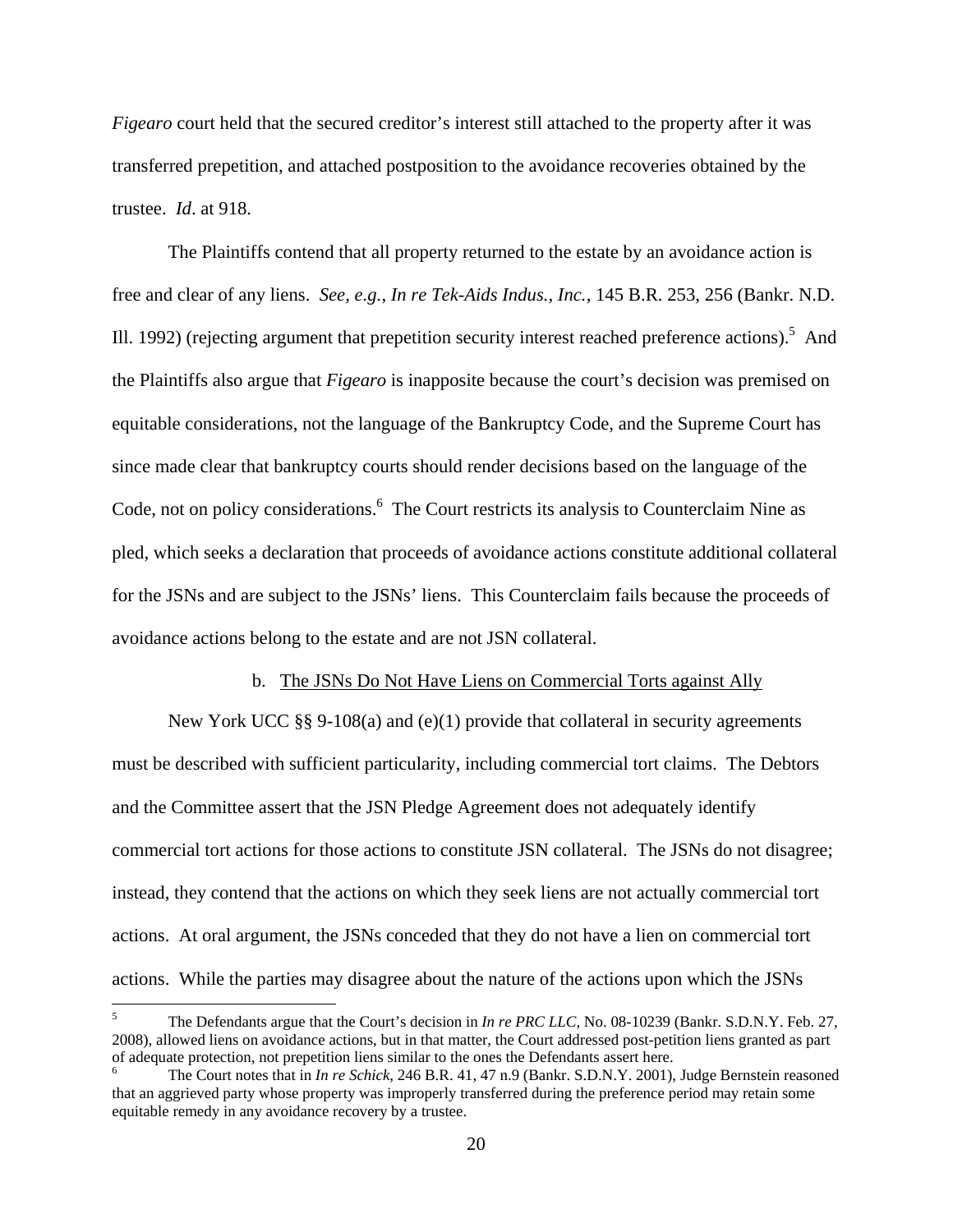*Figearo* court held that the secured creditor's interest still attached to the property after it was transferred prepetition, and attached postposition to the avoidance recoveries obtained by the trustee. *Id*. at 918.

The Plaintiffs contend that all property returned to the estate by an avoidance action is free and clear of any liens. *See, e.g.*, *In re Tek-Aids Indus., Inc.*, 145 B.R. 253, 256 (Bankr. N.D. Ill. 1992) (rejecting argument that prepetition security interest reached preference actions).[5] And the Plaintiffs also argue that *Figearo* is inapposite because the court's decision was premised on equitable considerations, not the language of the Bankruptcy Code, and the Supreme Court has since made clear that bankruptcy courts should render decisions based on the language of the Code, not on policy considerations.[6] The Court restricts its analysis to Counterclaim Nine as pled, which seeks a declaration that proceeds of avoidance actions constitute additional collateral for the JSNs and are subject to the JSNs' liens. This Counterclaim fails because the proceeds of avoidance actions belong to the estate and are not JSN collateral.

b. <u>The JSNs Do Not Have Liens on Commercial Torts against Ally</u>

New York UCC §§ 9-108(a) and (e)(1) provide that collateral in security agreements must be described with sufficient particularity, including commercial tort claims. The Debtors and the Committee assert that the JSN Pledge Agreement does not adequately identify commercial tort actions for those actions to constitute JSN collateral. The JSNs do not disagree; instead, they contend that the actions on which they seek liens are not actually commercial tort actions. At oral argument, the JSNs conceded that they do not have a lien on commercial tort actions. While the parties may disagree about the nature of the actions upon which the JSNs

---

[5] The Defendants argue that the Court's decision in *In re PRC LLC*, No. 08-10239 (Bankr. S.D.N.Y. Feb. 27, 2008), allowed liens on avoidance actions, but in that matter, the Court addressed post-petition liens granted as part of adequate protection, not prepetition liens similar to the ones the Defendants assert here.

[6] The Court notes that in *In re Schick*, 246 B.R. 41, 47 n.9 (Bankr. S.D.N.Y. 2001), Judge Bernstein reasoned that an aggrieved party whose property was improperly transferred during the preference period may retain some equitable remedy in any avoidance recovery by a trustee.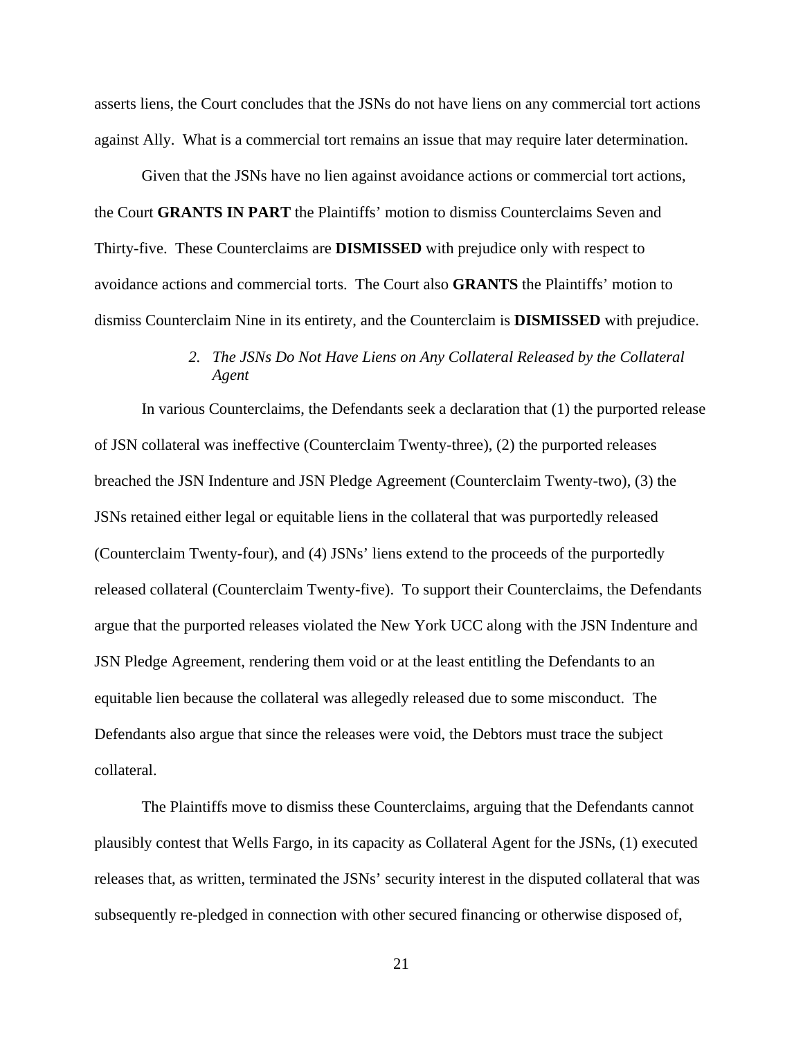asserts liens, the Court concludes that the JSNs do not have liens on any commercial tort actions against Ally. What is a commercial tort remains an issue that may require later determination.

Given that the JSNs have no lien against avoidance actions or commercial tort actions, the Court **GRANTS IN PART** the Plaintiffs' motion to dismiss Counterclaims Seven and Thirty-five. These Counterclaims are **DISMISSED** with prejudice only with respect to avoidance actions and commercial torts. The Court also **GRANTS** the Plaintiffs' motion to dismiss Counterclaim Nine in its entirety, and the Counterclaim is **DISMISSED** with prejudice.

#### *2. The JSNs Do Not Have Liens on Any Collateral Released by the Collateral Agent*

In various Counterclaims, the Defendants seek a declaration that (1) the purported release of JSN collateral was ineffective (Counterclaim Twenty-three), (2) the purported releases breached the JSN Indenture and JSN Pledge Agreement (Counterclaim Twenty-two), (3) the JSNs retained either legal or equitable liens in the collateral that was purportedly released (Counterclaim Twenty-four), and (4) JSNs' liens extend to the proceeds of the purportedly released collateral (Counterclaim Twenty-five). To support their Counterclaims, the Defendants argue that the purported releases violated the New York UCC along with the JSN Indenture and JSN Pledge Agreement, rendering them void or at the least entitling the Defendants to an equitable lien because the collateral was allegedly released due to some misconduct. The Defendants also argue that since the releases were void, the Debtors must trace the subject collateral.

The Plaintiffs move to dismiss these Counterclaims, arguing that the Defendants cannot plausibly contest that Wells Fargo, in its capacity as Collateral Agent for the JSNs, (1) executed releases that, as written, terminated the JSNs' security interest in the disputed collateral that was subsequently re-pledged in connection with other secured financing or otherwise disposed of,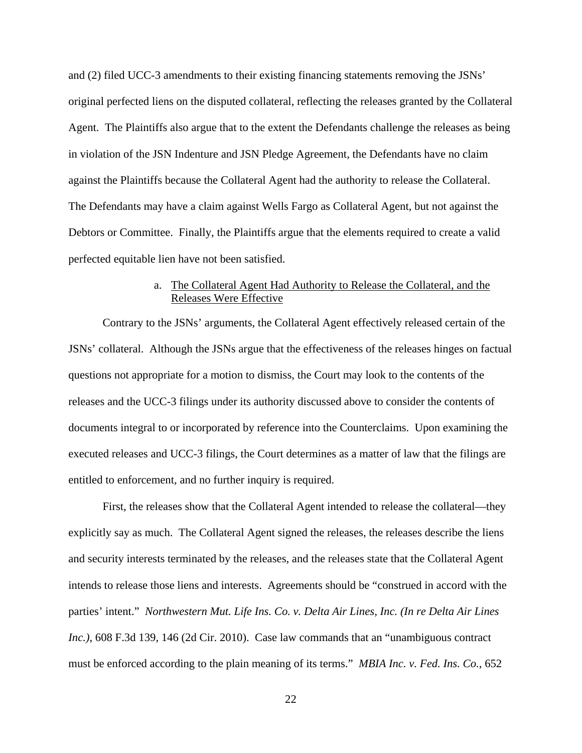and (2) filed UCC-3 amendments to their existing financing statements removing the JSNs' original perfected liens on the disputed collateral, reflecting the releases granted by the Collateral Agent. The Plaintiffs also argue that to the extent the Defendants challenge the releases as being in violation of the JSN Indenture and JSN Pledge Agreement, the Defendants have no claim against the Plaintiffs because the Collateral Agent had the authority to release the Collateral. The Defendants may have a claim against Wells Fargo as Collateral Agent, but not against the Debtors or Committee. Finally, the Plaintiffs argue that the elements required to create a valid perfected equitable lien have not been satisfied.

a. <u>The Collateral Agent Had Authority to Release the Collateral, and the Releases Were Effective</u>

Contrary to the JSNs' arguments, the Collateral Agent effectively released certain of the JSNs' collateral. Although the JSNs argue that the effectiveness of the releases hinges on factual questions not appropriate for a motion to dismiss, the Court may look to the contents of the releases and the UCC-3 filings under its authority discussed above to consider the contents of documents integral to or incorporated by reference into the Counterclaims. Upon examining the executed releases and UCC-3 filings, the Court determines as a matter of law that the filings are entitled to enforcement, and no further inquiry is required.

First, the releases show that the Collateral Agent intended to release the collateral—they explicitly say as much. The Collateral Agent signed the releases, the releases describe the liens and security interests terminated by the releases, and the releases state that the Collateral Agent intends to release those liens and interests. Agreements should be "construed in accord with the parties' intent." *Northwestern Mut. Life Ins. Co. v. Delta Air Lines, Inc. (In re Delta Air Lines Inc.)*, 608 F.3d 139, 146 (2d Cir. 2010). Case law commands that an "unambiguous contract must be enforced according to the plain meaning of its terms." *MBIA Inc. v. Fed. Ins. Co.*, 652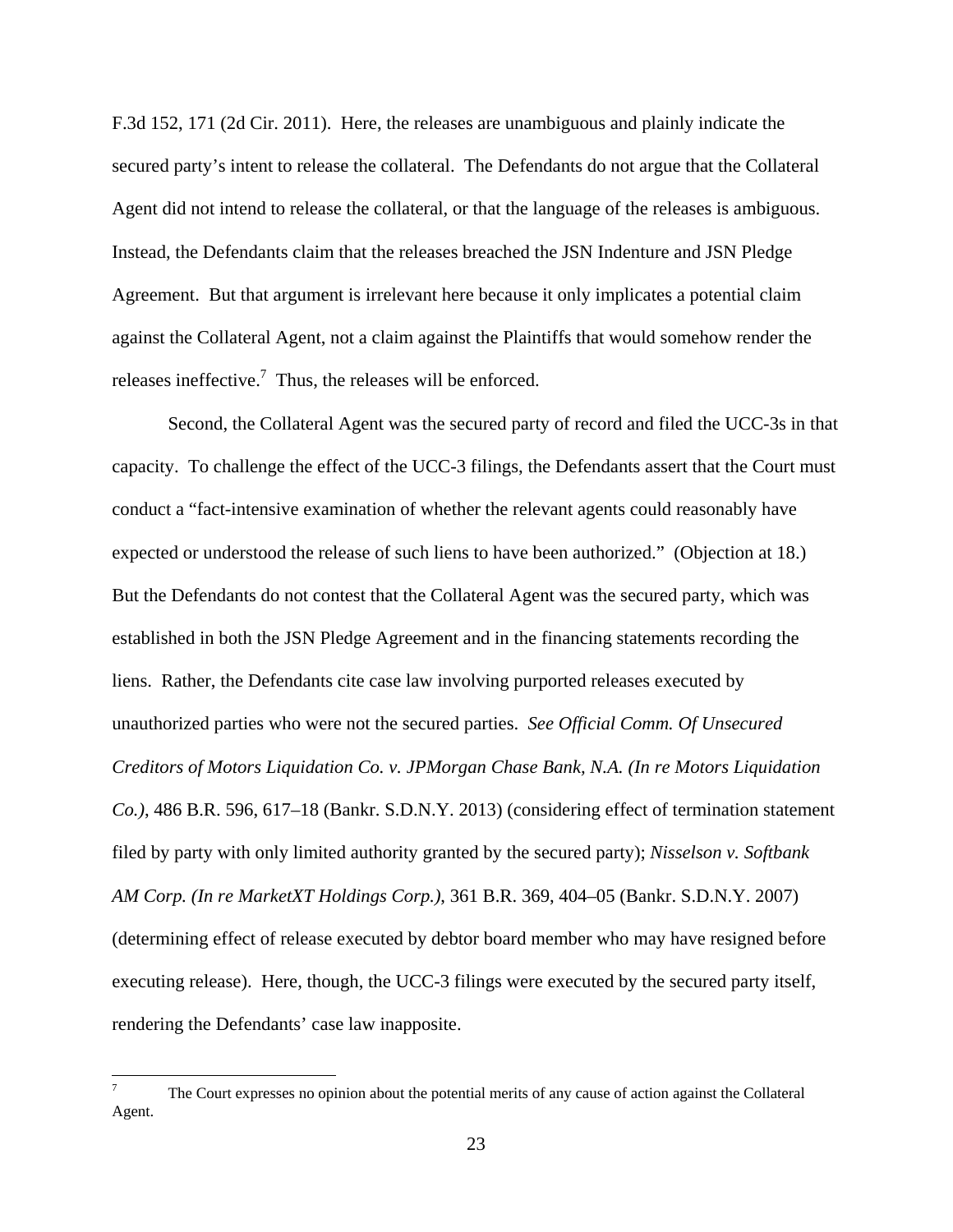F.3d 152, 171 (2d Cir. 2011). Here, the releases are unambiguous and plainly indicate the secured party's intent to release the collateral. The Defendants do not argue that the Collateral Agent did not intend to release the collateral, or that the language of the releases is ambiguous. Instead, the Defendants claim that the releases breached the JSN Indenture and JSN Pledge Agreement. But that argument is irrelevant here because it only implicates a potential claim against the Collateral Agent, not a claim against the Plaintiffs that would somehow render the releases ineffective.[7] Thus, the releases will be enforced.

Second, the Collateral Agent was the secured party of record and filed the UCC-3s in that capacity. To challenge the effect of the UCC-3 filings, the Defendants assert that the Court must conduct a "fact-intensive examination of whether the relevant agents could reasonably have expected or understood the release of such liens to have been authorized." (Objection at 18.) But the Defendants do not contest that the Collateral Agent was the secured party, which was established in both the JSN Pledge Agreement and in the financing statements recording the liens. Rather, the Defendants cite case law involving purported releases executed by unauthorized parties who were not the secured parties. *See Official Comm. Of Unsecured Creditors of Motors Liquidation Co. v. JPMorgan Chase Bank, N.A. (In re Motors Liquidation Co.)*, 486 B.R. 596, 617–18 (Bankr. S.D.N.Y. 2013) (considering effect of termination statement filed by party with only limited authority granted by the secured party); *Nisselson v. Softbank AM Corp. (In re MarketXT Holdings Corp.)*, 361 B.R. 369, 404–05 (Bankr. S.D.N.Y. 2007) (determining effect of release executed by debtor board member who may have resigned before executing release). Here, though, the UCC-3 filings were executed by the secured party itself, rendering the Defendants' case law inapposite.

[7] The Court expresses no opinion about the potential merits of any cause of action against the Collateral Agent.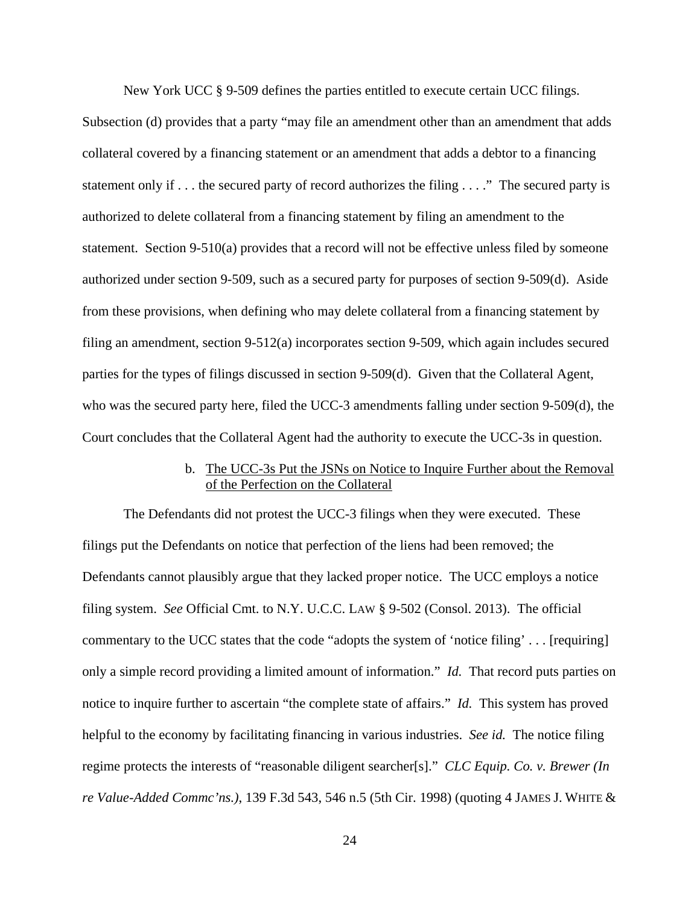New York UCC § 9-509 defines the parties entitled to execute certain UCC filings. Subsection (d) provides that a party "may file an amendment other than an amendment that adds collateral covered by a financing statement or an amendment that adds a debtor to a financing statement only if . . . the secured party of record authorizes the filing . . . ." The secured party is authorized to delete collateral from a financing statement by filing an amendment to the statement. Section 9-510(a) provides that a record will not be effective unless filed by someone authorized under section 9-509, such as a secured party for purposes of section 9-509(d). Aside from these provisions, when defining who may delete collateral from a financing statement by filing an amendment, section 9-512(a) incorporates section 9-509, which again includes secured parties for the types of filings discussed in section 9-509(d). Given that the Collateral Agent, who was the secured party here, filed the UCC-3 amendments falling under section 9-509(d), the Court concludes that the Collateral Agent had the authority to execute the UCC-3s in question.

b. <u>The UCC-3s Put the JSNs on Notice to Inquire Further about the Removal of the Perfection on the Collateral</u>

The Defendants did not protest the UCC-3 filings when they were executed. These filings put the Defendants on notice that perfection of the liens had been removed; the Defendants cannot plausibly argue that they lacked proper notice. The UCC employs a notice filing system. *See* Official Cmt. to N.Y. U.C.C. LAW § 9-502 (Consol. 2013). The official commentary to the UCC states that the code "adopts the system of 'notice filing' . . . [requiring] only a simple record providing a limited amount of information." *Id.* That record puts parties on notice to inquire further to ascertain "the complete state of affairs." *Id.* This system has proved helpful to the economy by facilitating financing in various industries. *See id.* The notice filing regime protects the interests of "reasonable diligent searcher[s]." *CLC Equip. Co. v. Brewer (In re Value-Added Commc'ns.)*, 139 F.3d 543, 546 n.5 (5th Cir. 1998) (quoting 4 JAMES J. WHITE &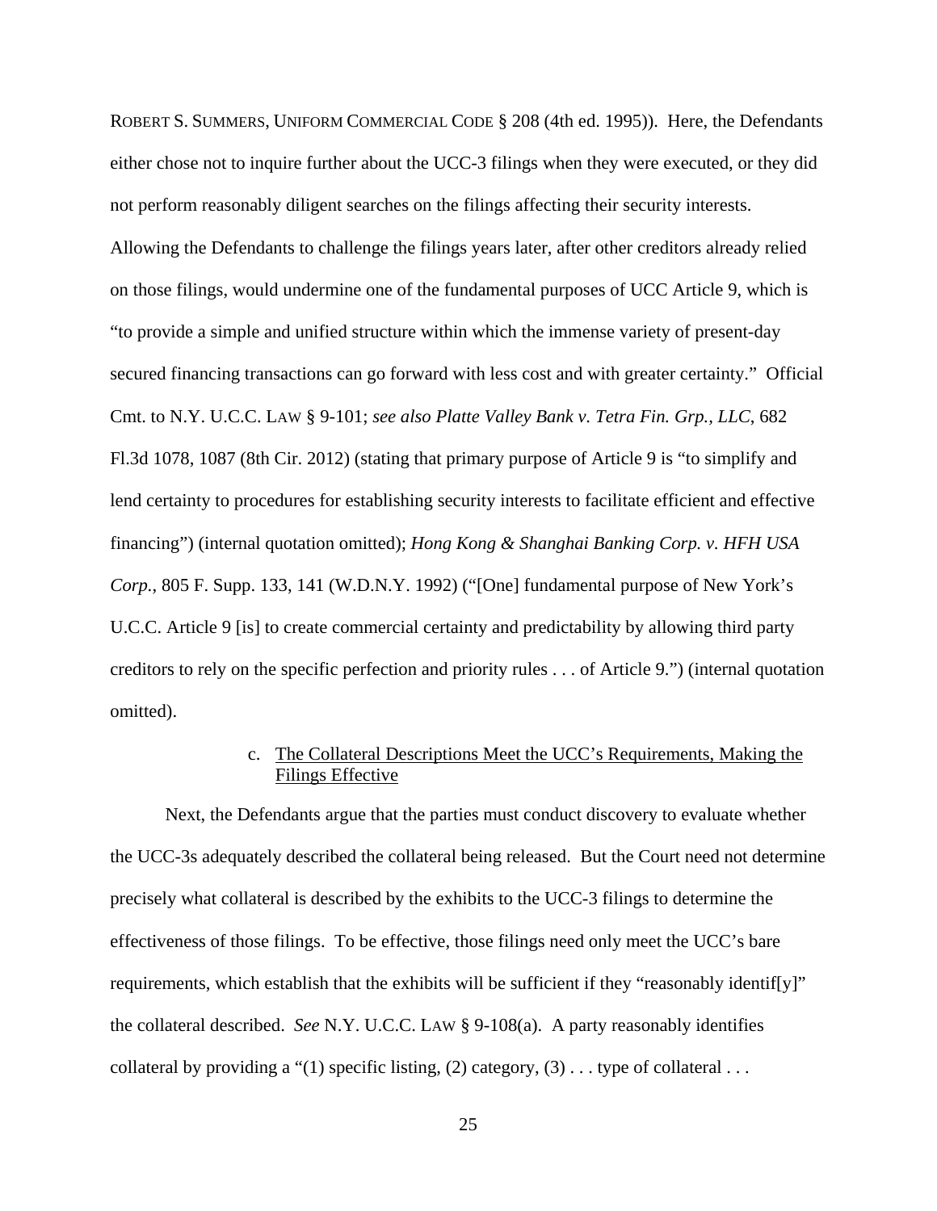ROBERT S. SUMMERS, UNIFORM COMMERCIAL CODE § 208 (4th ed. 1995)). Here, the Defendants either chose not to inquire further about the UCC-3 filings when they were executed, or they did not perform reasonably diligent searches on the filings affecting their security interests. Allowing the Defendants to challenge the filings years later, after other creditors already relied on those filings, would undermine one of the fundamental purposes of UCC Article 9, which is "to provide a simple and unified structure within which the immense variety of present-day secured financing transactions can go forward with less cost and with greater certainty." Official Cmt. to N.Y. U.C.C. LAW § 9-101; *see also Platte Valley Bank v. Tetra Fin. Grp., LLC*, 682 Fl.3d 1078, 1087 (8th Cir. 2012) (stating that primary purpose of Article 9 is "to simplify and lend certainty to procedures for establishing security interests to facilitate efficient and effective financing") (internal quotation omitted); *Hong Kong & Shanghai Banking Corp. v. HFH USA Corp.*, 805 F. Supp. 133, 141 (W.D.N.Y. 1992) ("[One] fundamental purpose of New York's U.C.C. Article 9 [is] to create commercial certainty and predictability by allowing third party creditors to rely on the specific perfection and priority rules . . . of Article 9.") (internal quotation omitted).

c. <u>The Collateral Descriptions Meet the UCC's Requirements, Making the Filings Effective</u>

Next, the Defendants argue that the parties must conduct discovery to evaluate whether the UCC-3s adequately described the collateral being released. But the Court need not determine precisely what collateral is described by the exhibits to the UCC-3 filings to determine the effectiveness of those filings. To be effective, those filings need only meet the UCC's bare requirements, which establish that the exhibits will be sufficient if they "reasonably identif[y]" the collateral described. *See* N.Y. U.C.C. LAW § 9-108(a). A party reasonably identifies collateral by providing a "(1) specific listing, (2) category, (3) . . . type of collateral . . .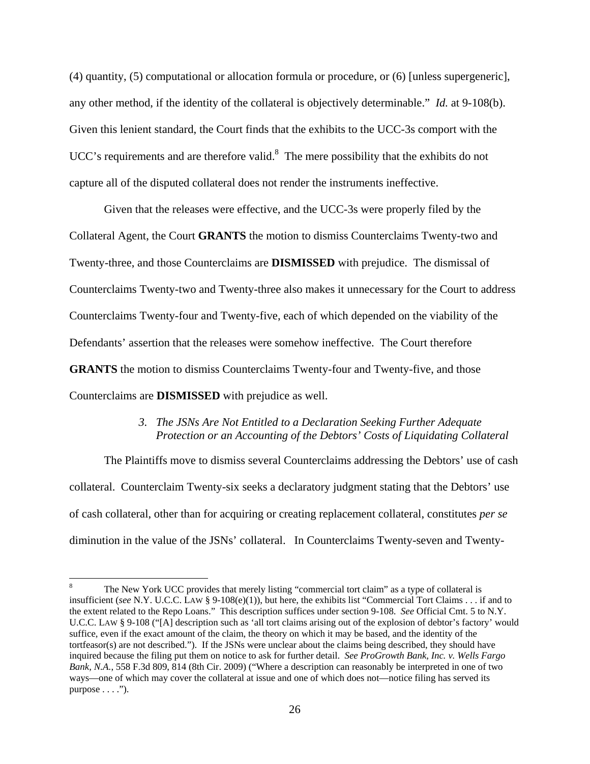(4) quantity, (5) computational or allocation formula or procedure, or (6) [unless supergeneric], any other method, if the identity of the collateral is objectively determinable." *Id.* at 9-108(b). Given this lenient standard, the Court finds that the exhibits to the UCC-3s comport with the UCC's requirements and are therefore valid.[8] The mere possibility that the exhibits do not capture all of the disputed collateral does not render the instruments ineffective.

Given that the releases were effective, and the UCC-3s were properly filed by the Collateral Agent, the Court **GRANTS** the motion to dismiss Counterclaims Twenty-two and Twenty-three, and those Counterclaims are **DISMISSED** with prejudice. The dismissal of Counterclaims Twenty-two and Twenty-three also makes it unnecessary for the Court to address Counterclaims Twenty-four and Twenty-five, each of which depended on the viability of the Defendants' assertion that the releases were somehow ineffective. The Court therefore **GRANTS** the motion to dismiss Counterclaims Twenty-four and Twenty-five, and those Counterclaims are **DISMISSED** with prejudice as well.

### *3. The JSNs Are Not Entitled to a Declaration Seeking Further Adequate Protection or an Accounting of the Debtors' Costs of Liquidating Collateral*

The Plaintiffs move to dismiss several Counterclaims addressing the Debtors' use of cash collateral. Counterclaim Twenty-six seeks a declaratory judgment stating that the Debtors' use of cash collateral, other than for acquiring or creating replacement collateral, constitutes *per se* diminution in the value of the JSNs' collateral. In Counterclaims Twenty-seven and Twenty-

---

[8] The New York UCC provides that merely listing "commercial tort claim" as a type of collateral is insufficient (*see* N.Y. U.C.C. LAW § 9-108(e)(1)), but here, the exhibits list "Commercial Tort Claims . . . if and to the extent related to the Repo Loans." This description suffices under section 9-108. *See* Official Cmt. 5 to N.Y. U.C.C. LAW § 9-108 ("[A] description such as 'all tort claims arising out of the explosion of debtor's factory' would suffice, even if the exact amount of the claim, the theory on which it may be based, and the identity of the tortfeasor(s) are not described."). If the JSNs were unclear about the claims being described, they should have inquired because the filing put them on notice to ask for further detail. *See ProGrowth Bank, Inc. v. Wells Fargo Bank, N.A.*, 558 F.3d 809, 814 (8th Cir. 2009) ("Where a description can reasonably be interpreted in one of two ways—one of which may cover the collateral at issue and one of which does not—notice filing has served its purpose . . . .").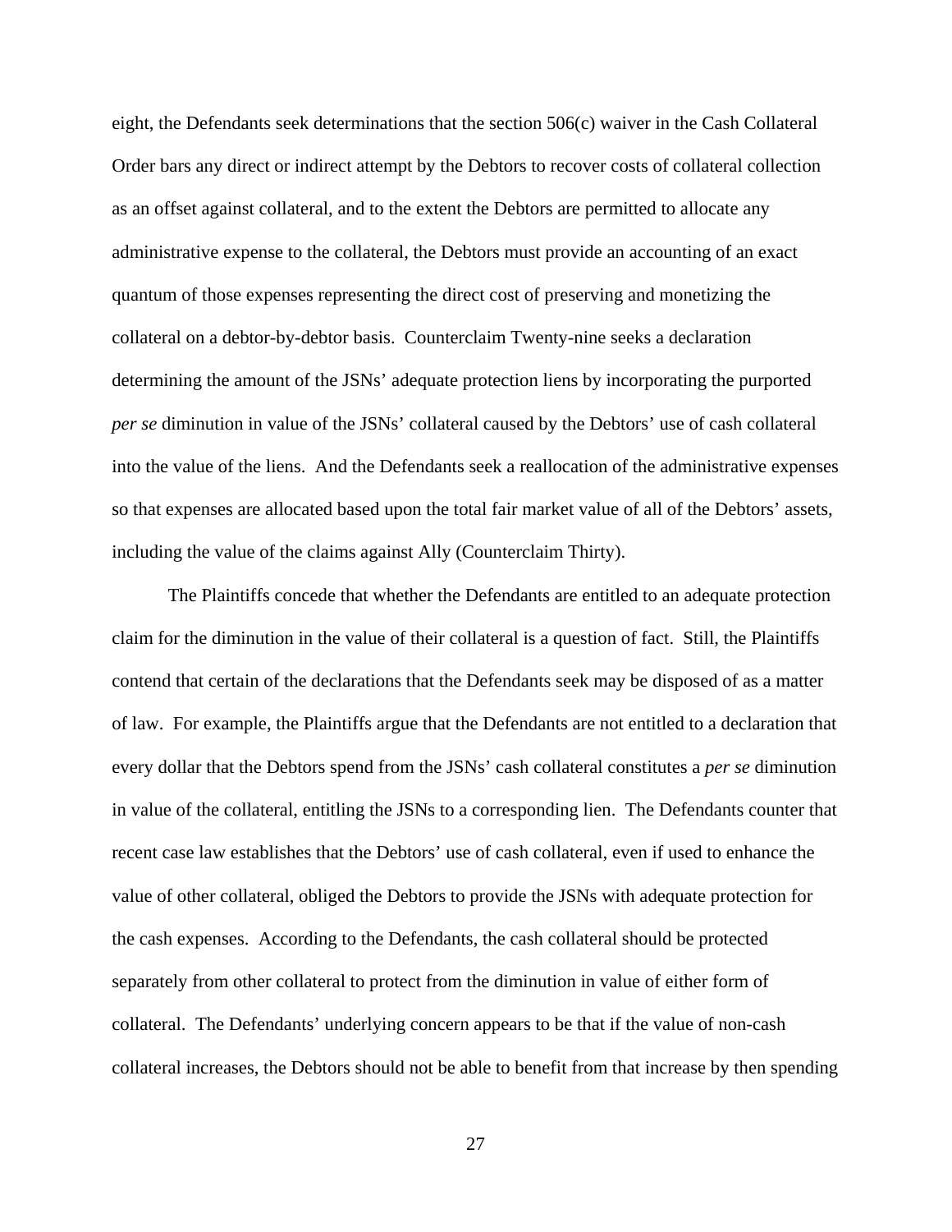eight, the Defendants seek determinations that the section 506(c) waiver in the Cash Collateral Order bars any direct or indirect attempt by the Debtors to recover costs of collateral collection as an offset against collateral, and to the extent the Debtors are permitted to allocate any administrative expense to the collateral, the Debtors must provide an accounting of an exact quantum of those expenses representing the direct cost of preserving and monetizing the collateral on a debtor-by-debtor basis. Counterclaim Twenty-nine seeks a declaration determining the amount of the JSNs' adequate protection liens by incorporating the purported *per se* diminution in value of the JSNs' collateral caused by the Debtors' use of cash collateral into the value of the liens. And the Defendants seek a reallocation of the administrative expenses so that expenses are allocated based upon the total fair market value of all of the Debtors' assets, including the value of the claims against Ally (Counterclaim Thirty).

The Plaintiffs concede that whether the Defendants are entitled to an adequate protection claim for the diminution in the value of their collateral is a question of fact. Still, the Plaintiffs contend that certain of the declarations that the Defendants seek may be disposed of as a matter of law. For example, the Plaintiffs argue that the Defendants are not entitled to a declaration that every dollar that the Debtors spend from the JSNs' cash collateral constitutes a *per se* diminution in value of the collateral, entitling the JSNs to a corresponding lien. The Defendants counter that recent case law establishes that the Debtors' use of cash collateral, even if used to enhance the value of other collateral, obliged the Debtors to provide the JSNs with adequate protection for the cash expenses. According to the Defendants, the cash collateral should be protected separately from other collateral to protect from the diminution in value of either form of collateral. The Defendants' underlying concern appears to be that if the value of non-cash collateral increases, the Debtors should not be able to benefit from that increase by then spending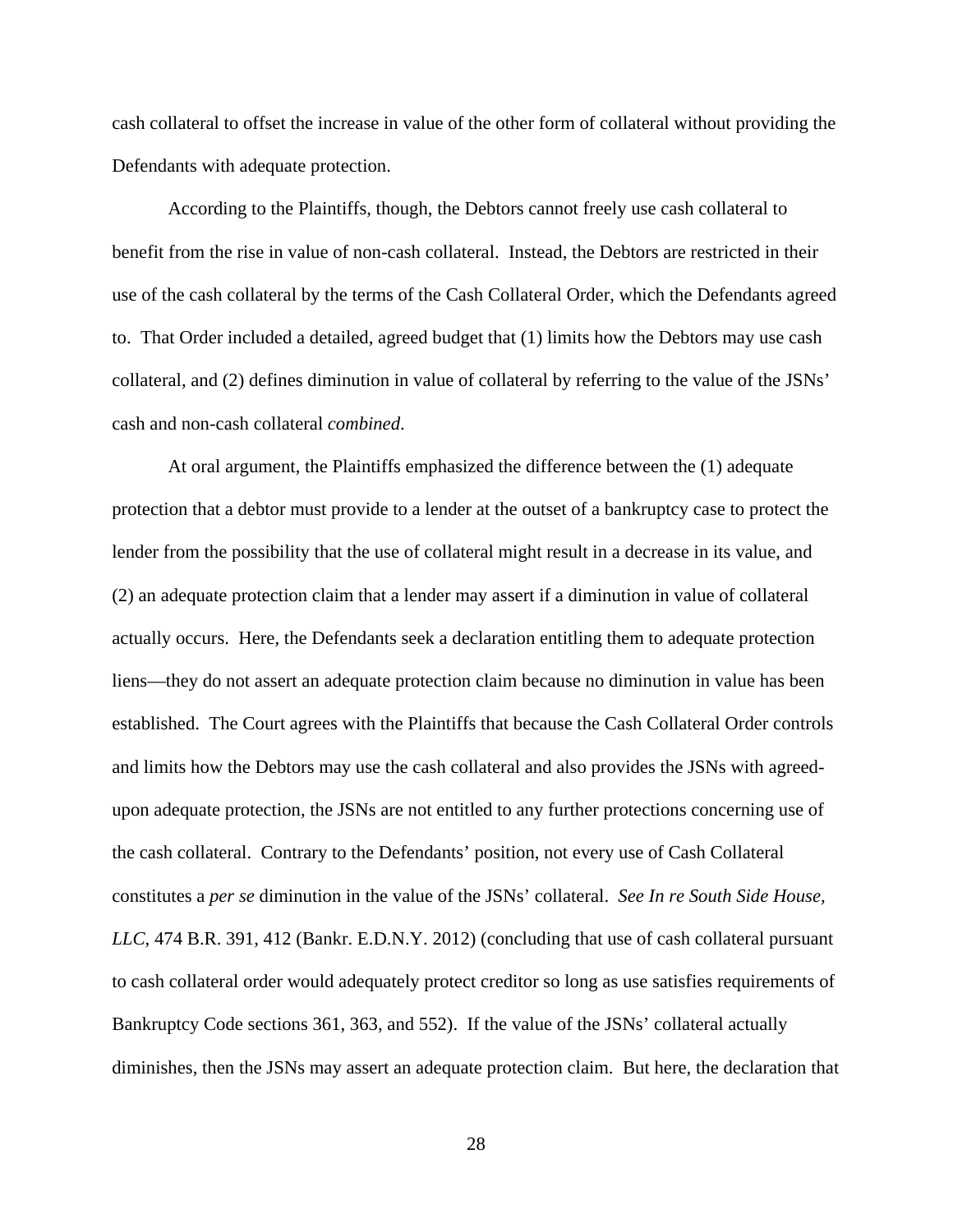cash collateral to offset the increase in value of the other form of collateral without providing the Defendants with adequate protection.

According to the Plaintiffs, though, the Debtors cannot freely use cash collateral to benefit from the rise in value of non-cash collateral. Instead, the Debtors are restricted in their use of the cash collateral by the terms of the Cash Collateral Order, which the Defendants agreed to. That Order included a detailed, agreed budget that (1) limits how the Debtors may use cash collateral, and (2) defines diminution in value of collateral by referring to the value of the JSNs' cash and non-cash collateral *combined*.

At oral argument, the Plaintiffs emphasized the difference between the (1) adequate protection that a debtor must provide to a lender at the outset of a bankruptcy case to protect the lender from the possibility that the use of collateral might result in a decrease in its value, and (2) an adequate protection claim that a lender may assert if a diminution in value of collateral actually occurs. Here, the Defendants seek a declaration entitling them to adequate protection liens—they do not assert an adequate protection claim because no diminution in value has been established. The Court agrees with the Plaintiffs that because the Cash Collateral Order controls and limits how the Debtors may use the cash collateral and also provides the JSNs with agreed-upon adequate protection, the JSNs are not entitled to any further protections concerning use of the cash collateral. Contrary to the Defendants' position, not every use of Cash Collateral constitutes a *per se* diminution in the value of the JSNs' collateral. *See In re South Side House, LLC*, 474 B.R. 391, 412 (Bankr. E.D.N.Y. 2012) (concluding that use of cash collateral pursuant to cash collateral order would adequately protect creditor so long as use satisfies requirements of Bankruptcy Code sections 361, 363, and 552). If the value of the JSNs' collateral actually diminishes, then the JSNs may assert an adequate protection claim. But here, the declaration that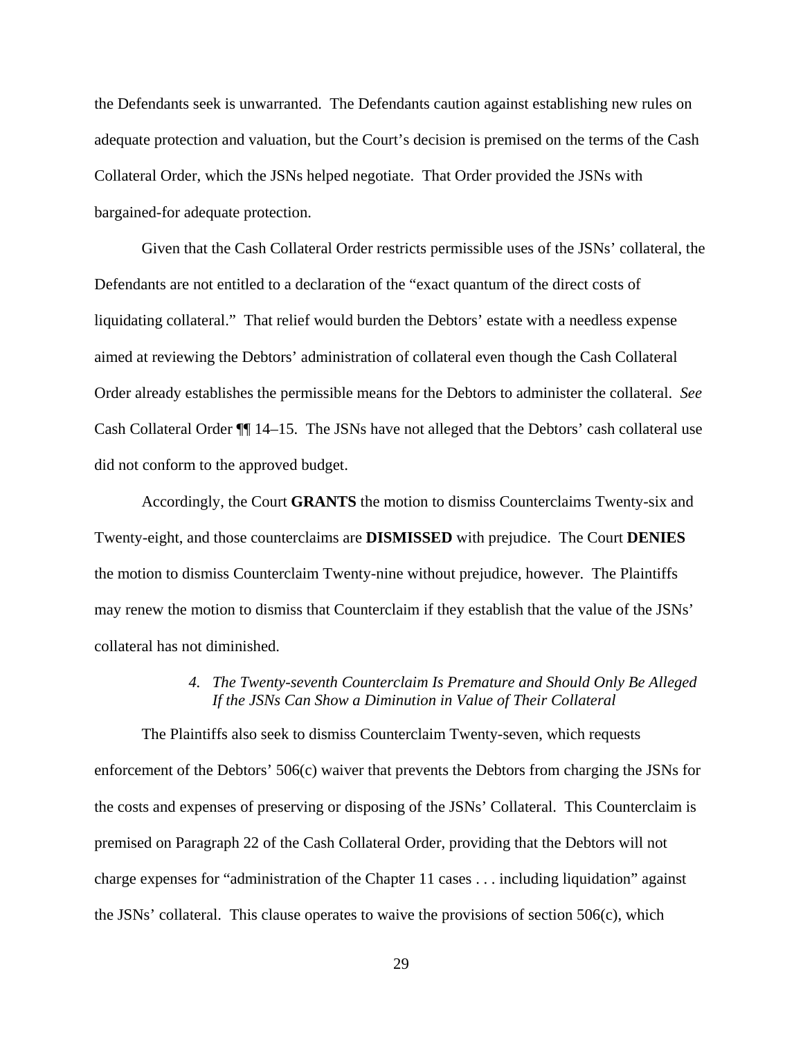the Defendants seek is unwarranted. The Defendants caution against establishing new rules on adequate protection and valuation, but the Court's decision is premised on the terms of the Cash Collateral Order, which the JSNs helped negotiate. That Order provided the JSNs with bargained-for adequate protection.

Given that the Cash Collateral Order restricts permissible uses of the JSNs' collateral, the Defendants are not entitled to a declaration of the "exact quantum of the direct costs of liquidating collateral." That relief would burden the Debtors' estate with a needless expense aimed at reviewing the Debtors' administration of collateral even though the Cash Collateral Order already establishes the permissible means for the Debtors to administer the collateral. *See* Cash Collateral Order ¶¶ 14–15. The JSNs have not alleged that the Debtors' cash collateral use did not conform to the approved budget.

Accordingly, the Court **GRANTS** the motion to dismiss Counterclaims Twenty-six and Twenty-eight, and those counterclaims are **DISMISSED** with prejudice. The Court **DENIES** the motion to dismiss Counterclaim Twenty-nine without prejudice, however. The Plaintiffs may renew the motion to dismiss that Counterclaim if they establish that the value of the JSNs' collateral has not diminished.

#### *4. The Twenty-seventh Counterclaim Is Premature and Should Only Be Alleged If the JSNs Can Show a Diminution in Value of Their Collateral*

The Plaintiffs also seek to dismiss Counterclaim Twenty-seven, which requests enforcement of the Debtors' 506(c) waiver that prevents the Debtors from charging the JSNs for the costs and expenses of preserving or disposing of the JSNs' Collateral. This Counterclaim is premised on Paragraph 22 of the Cash Collateral Order, providing that the Debtors will not charge expenses for "administration of the Chapter 11 cases . . . including liquidation" against the JSNs' collateral. This clause operates to waive the provisions of section 506(c), which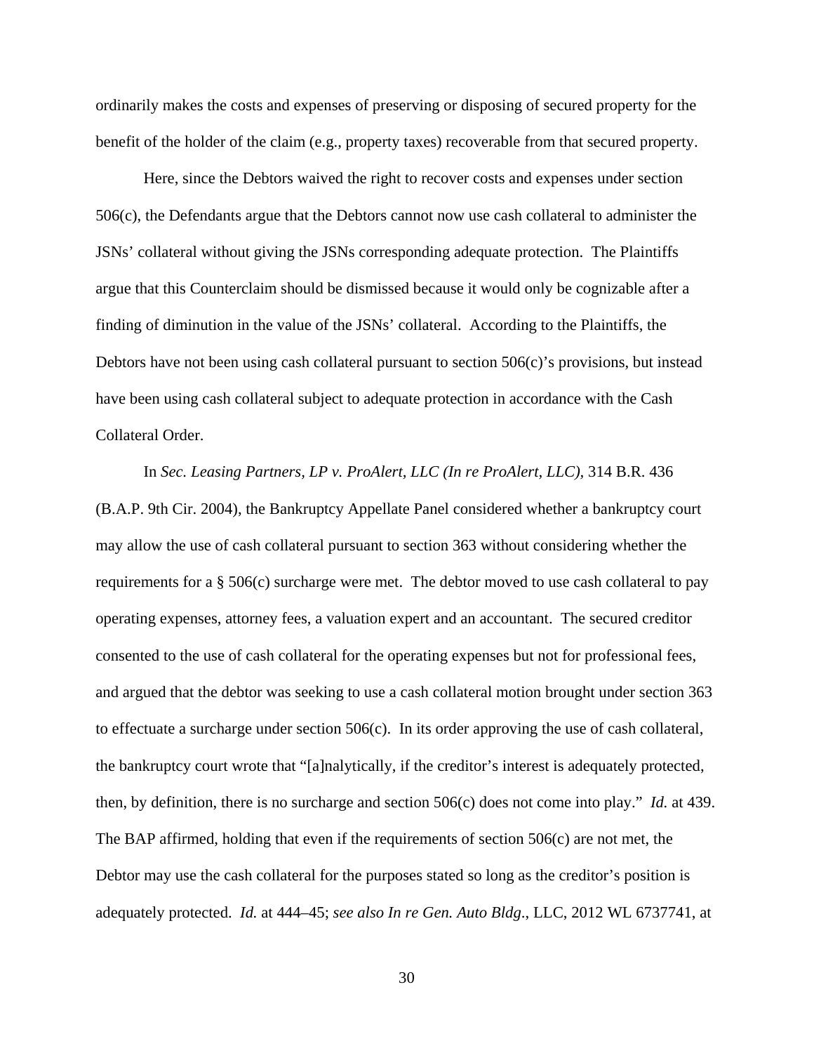ordinarily makes the costs and expenses of preserving or disposing of secured property for the benefit of the holder of the claim (e.g., property taxes) recoverable from that secured property.

Here, since the Debtors waived the right to recover costs and expenses under section 506(c), the Defendants argue that the Debtors cannot now use cash collateral to administer the JSNs' collateral without giving the JSNs corresponding adequate protection. The Plaintiffs argue that this Counterclaim should be dismissed because it would only be cognizable after a finding of diminution in the value of the JSNs' collateral. According to the Plaintiffs, the Debtors have not been using cash collateral pursuant to section 506(c)'s provisions, but instead have been using cash collateral subject to adequate protection in accordance with the Cash Collateral Order.

In *Sec. Leasing Partners, LP v. ProAlert, LLC (In re ProAlert, LLC),* 314 B.R. 436 (B.A.P. 9th Cir. 2004), the Bankruptcy Appellate Panel considered whether a bankruptcy court may allow the use of cash collateral pursuant to section 363 without considering whether the requirements for a § 506(c) surcharge were met. The debtor moved to use cash collateral to pay operating expenses, attorney fees, a valuation expert and an accountant. The secured creditor consented to the use of cash collateral for the operating expenses but not for professional fees, and argued that the debtor was seeking to use a cash collateral motion brought under section 363 to effectuate a surcharge under section 506(c). In its order approving the use of cash collateral, the bankruptcy court wrote that "[a]nalytically, if the creditor's interest is adequately protected, then, by definition, there is no surcharge and section 506(c) does not come into play." *Id.* at 439. The BAP affirmed, holding that even if the requirements of section 506(c) are not met, the Debtor may use the cash collateral for the purposes stated so long as the creditor's position is adequately protected. *Id.* at 444–45; *see also In re Gen. Auto Bldg.*, LLC, 2012 WL 6737741, at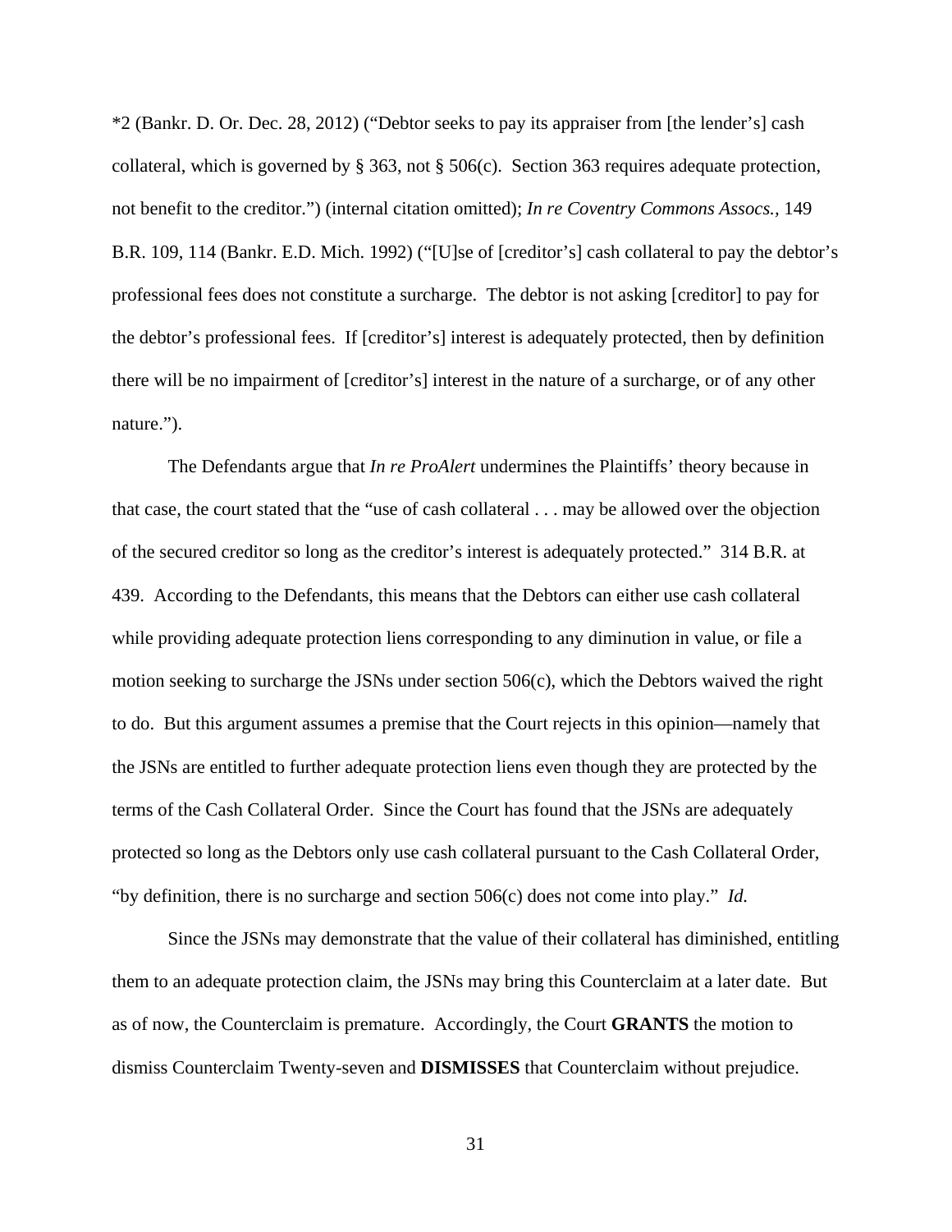*2 (Bankr. D. Or. Dec. 28, 2012) ("Debtor seeks to pay its appraiser from [the lender's] cash collateral, which is governed by § 363, not § 506(c). Section 363 requires adequate protection, not benefit to the creditor.") (internal citation omitted); *In re Coventry Commons Assocs.*, 149 B.R. 109, 114 (Bankr. E.D. Mich. 1992) ("[U]se of [creditor's] cash collateral to pay the debtor's professional fees does not constitute a surcharge. The debtor is not asking [creditor] to pay for the debtor's professional fees. If [creditor's] interest is adequately protected, then by definition there will be no impairment of [creditor's] interest in the nature of a surcharge, or of any other nature.").

The Defendants argue that *In re ProAlert* undermines the Plaintiffs' theory because in that case, the court stated that the "use of cash collateral . . . may be allowed over the objection of the secured creditor so long as the creditor's interest is adequately protected." 314 B.R. at 439. According to the Defendants, this means that the Debtors can either use cash collateral while providing adequate protection liens corresponding to any diminution in value, or file a motion seeking to surcharge the JSNs under section 506(c), which the Debtors waived the right to do. But this argument assumes a premise that the Court rejects in this opinion—namely that the JSNs are entitled to further adequate protection liens even though they are protected by the terms of the Cash Collateral Order. Since the Court has found that the JSNs are adequately protected so long as the Debtors only use cash collateral pursuant to the Cash Collateral Order, "by definition, there is no surcharge and section 506(c) does not come into play." *Id.*

Since the JSNs may demonstrate that the value of their collateral has diminished, entitling them to an adequate protection claim, the JSNs may bring this Counterclaim at a later date. But as of now, the Counterclaim is premature. Accordingly, the Court **GRANTS** the motion to dismiss Counterclaim Twenty-seven and **DISMISSES** that Counterclaim without prejudice.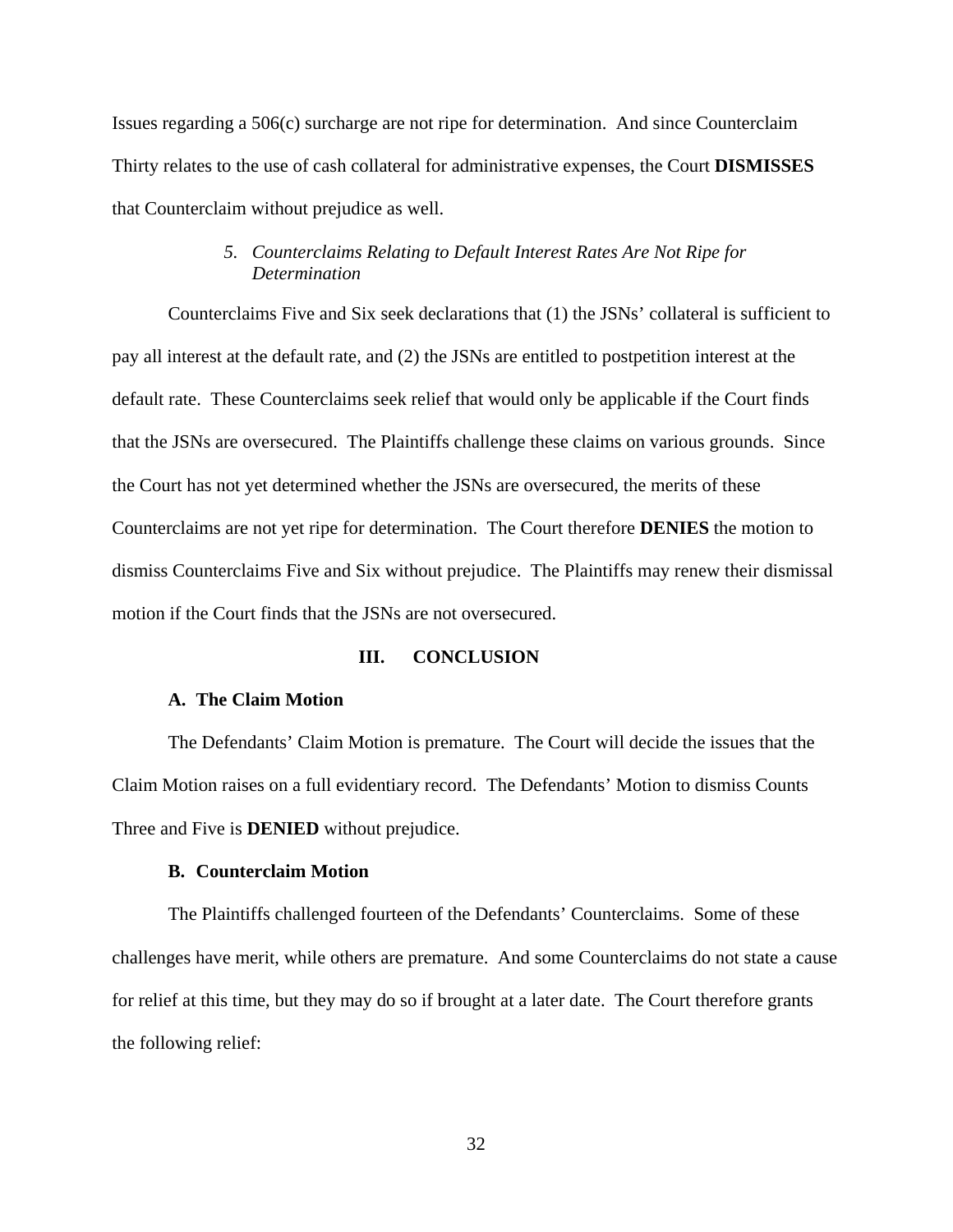Issues regarding a 506(c) surcharge are not ripe for determination. And since Counterclaim Thirty relates to the use of cash collateral for administrative expenses, the Court **DISMISSES** that Counterclaim without prejudice as well.

#### *5. Counterclaims Relating to Default Interest Rates Are Not Ripe for Determination*

Counterclaims Five and Six seek declarations that (1) the JSNs' collateral is sufficient to pay all interest at the default rate, and (2) the JSNs are entitled to postpetition interest at the default rate. These Counterclaims seek relief that would only be applicable if the Court finds that the JSNs are oversecured. The Plaintiffs challenge these claims on various grounds. Since the Court has not yet determined whether the JSNs are oversecured, the merits of these Counterclaims are not yet ripe for determination. The Court therefore **DENIES** the motion to dismiss Counterclaims Five and Six without prejudice. The Plaintiffs may renew their dismissal motion if the Court finds that the JSNs are not oversecured.

## III. CONCLUSION

### A. The Claim Motion

The Defendants' Claim Motion is premature. The Court will decide the issues that the Claim Motion raises on a full evidentiary record. The Defendants' Motion to dismiss Counts Three and Five is **DENIED** without prejudice.

### B. Counterclaim Motion

The Plaintiffs challenged fourteen of the Defendants' Counterclaims. Some of these challenges have merit, while others are premature. And some Counterclaims do not state a cause for relief at this time, but they may do so if brought at a later date. The Court therefore grants the following relief: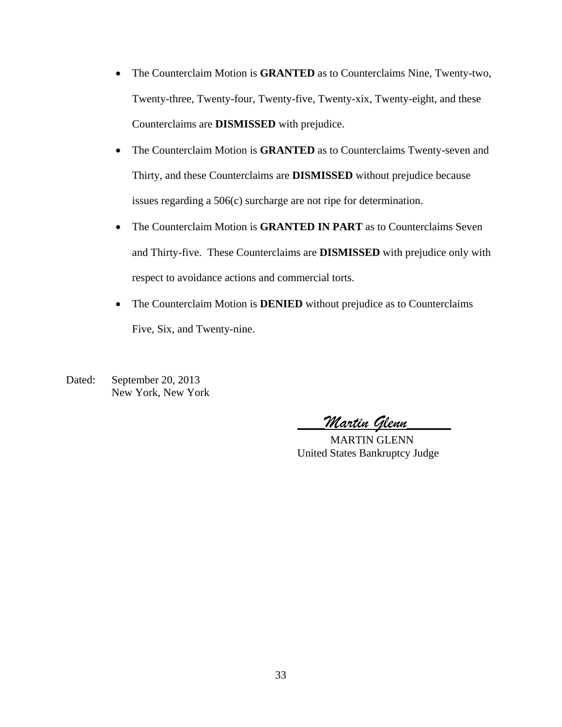- The Counterclaim Motion is **GRANTED** as to Counterclaims Nine, Twenty-two, Twenty-three, Twenty-four, Twenty-five, Twenty-xix, Twenty-eight, and these Counterclaims are **DISMISSED** with prejudice.
- The Counterclaim Motion is **GRANTED** as to Counterclaims Twenty-seven and Thirty, and these Counterclaims are **DISMISSED** without prejudice because issues regarding a 506(c) surcharge are not ripe for determination.
- The Counterclaim Motion is **GRANTED IN PART** as to Counterclaims Seven and Thirty-five. These Counterclaims are **DISMISSED** with prejudice only with respect to avoidance actions and commercial torts.
- The Counterclaim Motion is **DENIED** without prejudice as to Counterclaims Five, Six, and Twenty-nine.

Dated: September 20, 2013
New York, New York

*Martin Glenn*
MARTIN GLENN
United States Bankruptcy Judge